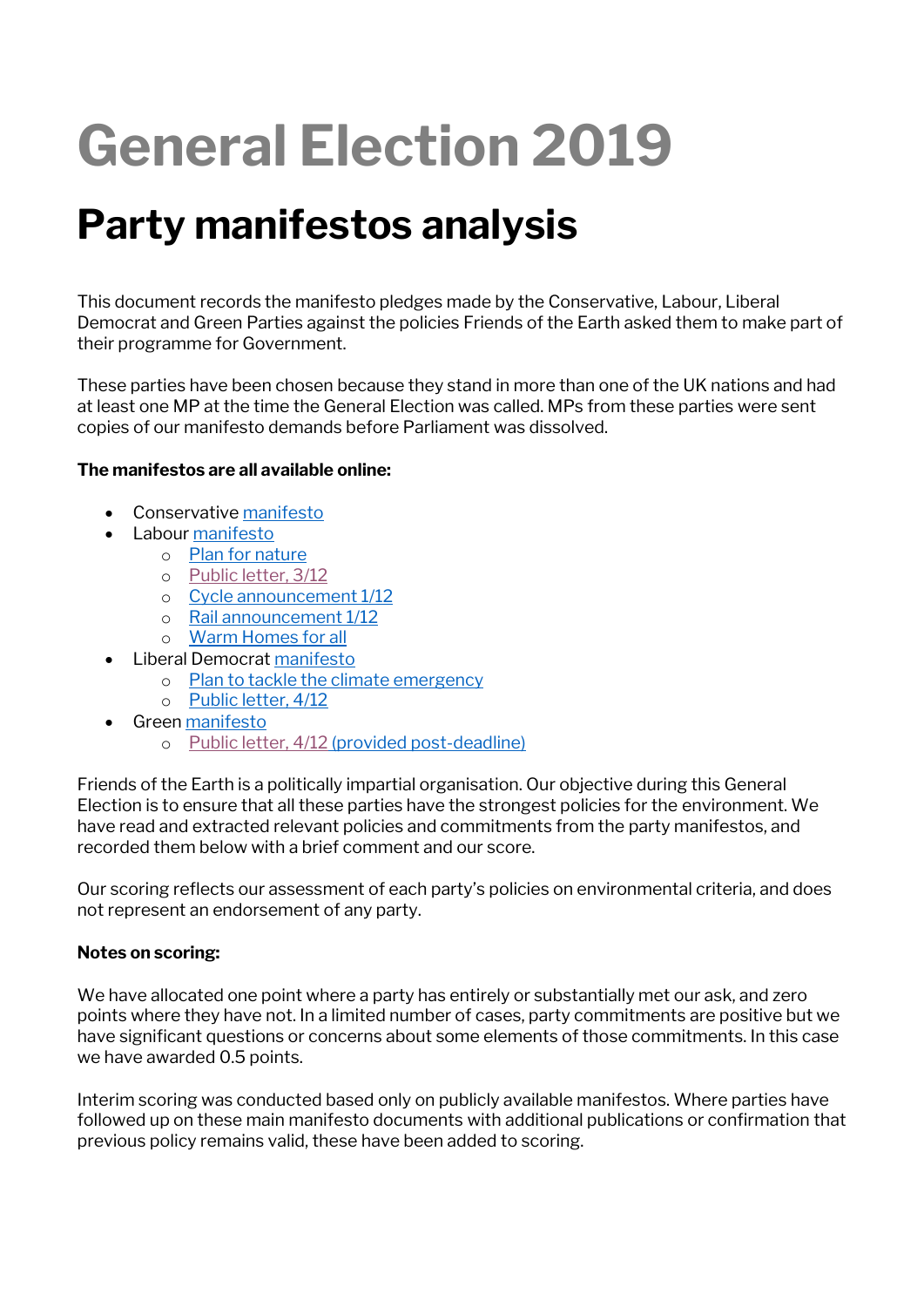# General Election 2019

## Party manifestos analysis

This document records the manifesto pledges made by the Conservative, Labour, Liberal Democrat and Green Parties against the policies Friends of the Earth asked them to make part of their programme for Government.

These parties have been chosen because they stand in more than one of the UK nations and had at least one MP at the time the General Election was called. MPs from these parties were sent copies of our manifesto demands before Parliament was dissolved.

**The manifestos are all available online:**

- Conservative manifesto
- Labour manifesto
    - Plan for nature
    - Public letter, 3/12
    - Cycle announcement 1/12
    - Rail announcement 1/12
    - Warm Homes for all
- Liberal Democrat manifesto
    - Plan to tackle the climate emergency
    - Public letter, 4/12
- Green manifesto
    - Public letter, 4/12 (provided post-deadline)

Friends of the Earth is a politically impartial organisation. Our objective during this General Election is to ensure that all these parties have the strongest policies for the environment. We have read and extracted relevant policies and commitments from the party manifestos, and recorded them below with a brief comment and our score.

Our scoring reflects our assessment of each party's policies on environmental criteria, and does not represent an endorsement of any party.

**Notes on scoring:**

We have allocated one point where a party has entirely or substantially met our ask, and zero points where they have not. In a limited number of cases, party commitments are positive but we have significant questions or concerns about some elements of those commitments. In this case we have awarded 0.5 points.

Interim scoring was conducted based only on publicly available manifestos. Where parties have followed up on these main manifesto documents with additional publications or confirmation that previous policy remains valid, these have been added to scoring.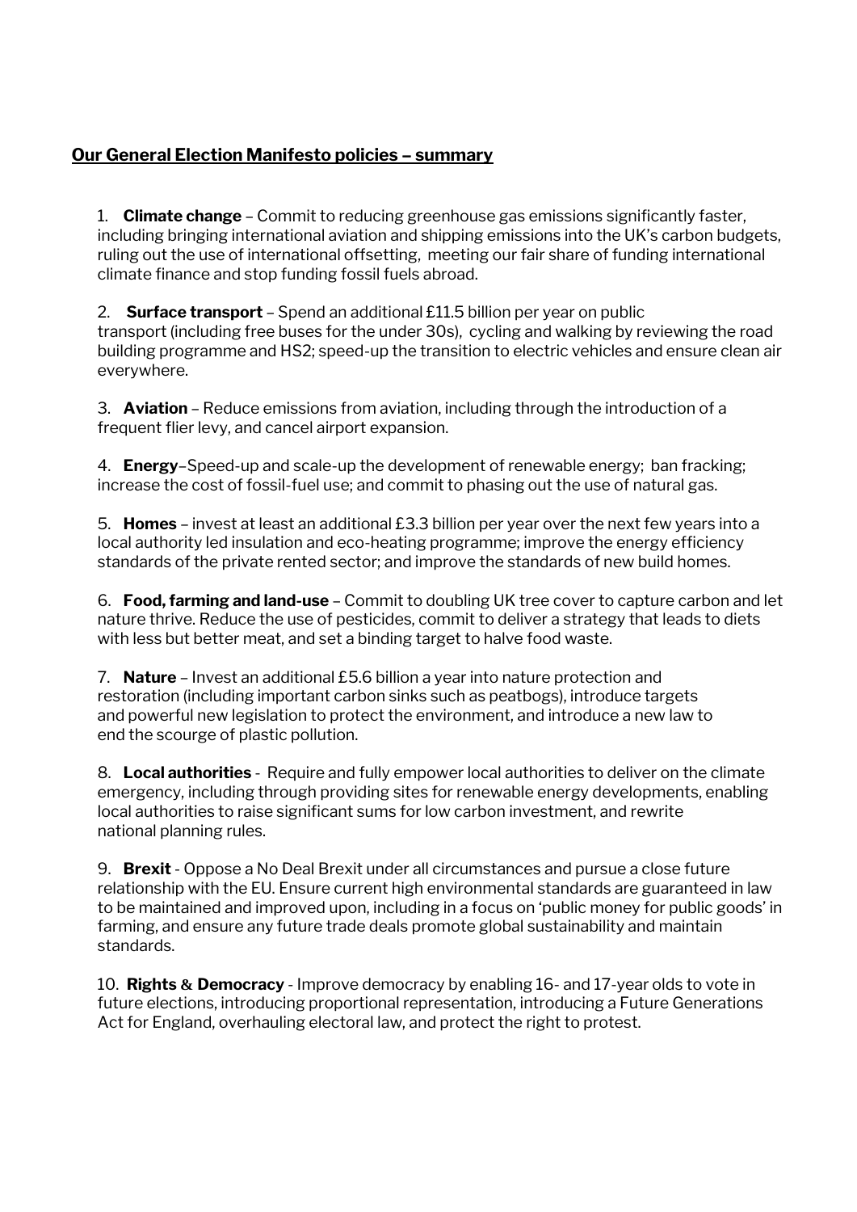## **Our General Election Manifesto policies – summary**

1. **Climate change** – Commit to reducing greenhouse gas emissions significantly faster, including bringing international aviation and shipping emissions into the UK's carbon budgets, ruling out the use of international offsetting, meeting our fair share of funding international climate finance and stop funding fossil fuels abroad.

2. **Surface transport** – Spend an additional £11.5 billion per year on public transport (including free buses for the under 30s), cycling and walking by reviewing the road building programme and HS2; speed-up the transition to electric vehicles and ensure clean air everywhere.

3. **Aviation** – Reduce emissions from aviation, including through the introduction of a frequent flier levy, and cancel airport expansion.

4. **Energy**–Speed-up and scale-up the development of renewable energy; ban fracking; increase the cost of fossil-fuel use; and commit to phasing out the use of natural gas.

5. **Homes** – invest at least an additional £3.3 billion per year over the next few years into a local authority led insulation and eco-heating programme; improve the energy efficiency standards of the private rented sector; and improve the standards of new build homes.

6. **Food, farming and land-use** – Commit to doubling UK tree cover to capture carbon and let nature thrive. Reduce the use of pesticides, commit to deliver a strategy that leads to diets with less but better meat, and set a binding target to halve food waste.

7. **Nature** – Invest an additional £5.6 billion a year into nature protection and restoration (including important carbon sinks such as peatbogs), introduce targets and powerful new legislation to protect the environment, and introduce a new law to end the scourge of plastic pollution.

8. **Local authorities** - Require and fully empower local authorities to deliver on the climate emergency, including through providing sites for renewable energy developments, enabling local authorities to raise significant sums for low carbon investment, and rewrite national planning rules.

9. **Brexit** - Oppose a No Deal Brexit under all circumstances and pursue a close future relationship with the EU. Ensure current high environmental standards are guaranteed in law to be maintained and improved upon, including in a focus on 'public money for public goods' in farming, and ensure any future trade deals promote global sustainability and maintain standards.

10. **Rights & Democracy** - Improve democracy by enabling 16- and 17-year olds to vote in future elections, introducing proportional representation, introducing a Future Generations Act for England, overhauling electoral law, and protect the right to protest.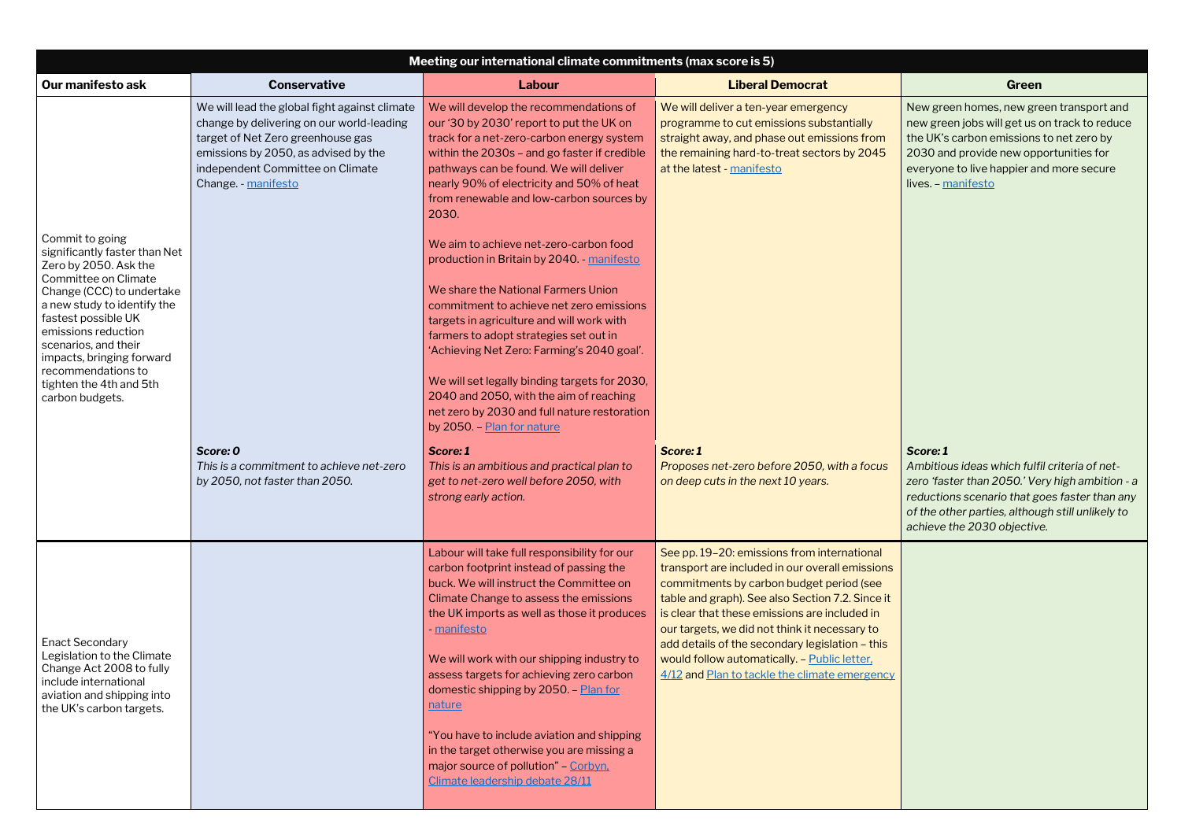| Meeting our international climate commitments (max score is 5) | | | | |
|---|---|---|---|---|
| **Our manifesto ask** | **Conservative** | **Labour** | **Liberal Democrat** | **Green** |
| Commit to going significantly faster than Net Zero by 2050. Ask the Committee on Climate Change (CCC) to undertake a new study to identify the fastest possible UK emissions reduction scenarios, and their impacts, bringing forward recommendations to tighten the 4th and 5th carbon budgets. | We will lead the global fight against climate change by delivering on our world-leading target of Net Zero greenhouse gas emissions by 2050, as advised by the independent Committee on Climate Change. - manifesto<br><br>***Score: 0***<br>*This is a commitment to achieve net-zero by 2050, not faster than 2050.* | We will develop the recommendations of our '30 by 2030' report to put the UK on track for a net-zero-carbon energy system within the 2030s – and go faster if credible pathways can be found. We will deliver nearly 90% of electricity and 50% of heat from renewable and low-carbon sources by 2030.<br><br>We aim to achieve net-zero-carbon food production in Britain by 2040. - manifesto<br><br>We share the National Farmers Union commitment to achieve net zero emissions targets in agriculture and will work with farmers to adopt strategies set out in 'Achieving Net Zero: Farming's 2040 goal'.<br><br>We will set legally binding targets for 2030, 2040 and 2050, with the aim of reaching net zero by 2030 and full nature restoration by 2050. – Plan for nature<br><br>***Score: 1***<br>*This is an ambitious and practical plan to get to net-zero well before 2050, with strong early action.* | We will deliver a ten-year emergency programme to cut emissions substantially straight away, and phase out emissions from the remaining hard-to-treat sectors by 2045 at the latest - manifesto<br><br>***Score: 1***<br>*Proposes net-zero before 2050, with a focus on deep cuts in the next 10 years.* | New green homes, new green transport and new green jobs will get us on track to reduce the UK's carbon emissions to net zero by 2030 and provide new opportunities for everyone to live happier and more secure lives. – manifesto<br><br>***Score: 1***<br>*Ambitious ideas which fulfil criteria of net-zero 'faster than 2050.' Very high ambition - a reductions scenario that goes faster than any of the other parties, although still unlikely to achieve the 2030 objective.* |
| Enact Secondary Legislation to the Climate Change Act 2008 to fully include international aviation and shipping into the UK's carbon targets. | | Labour will take full responsibility for our carbon footprint instead of passing the buck. We will instruct the Committee on Climate Change to assess the emissions the UK imports as well as those it produces - manifesto<br><br>We will work with our shipping industry to assess targets for achieving zero carbon domestic shipping by 2050. – Plan for nature<br><br>"You have to include aviation and shipping in the target otherwise you are missing a major source of pollution" – Corbyn, Climate leadership debate 28/11 | See pp. 19–20: emissions from international transport are included in our overall emissions commitments by carbon budget period (see table and graph). See also Section 7.2. Since it is clear that these emissions are included in our targets, we did not think it necessary to add details of the secondary legislation – this would follow automatically. – Public letter, 4/12 and Plan to tackle the climate emergency | |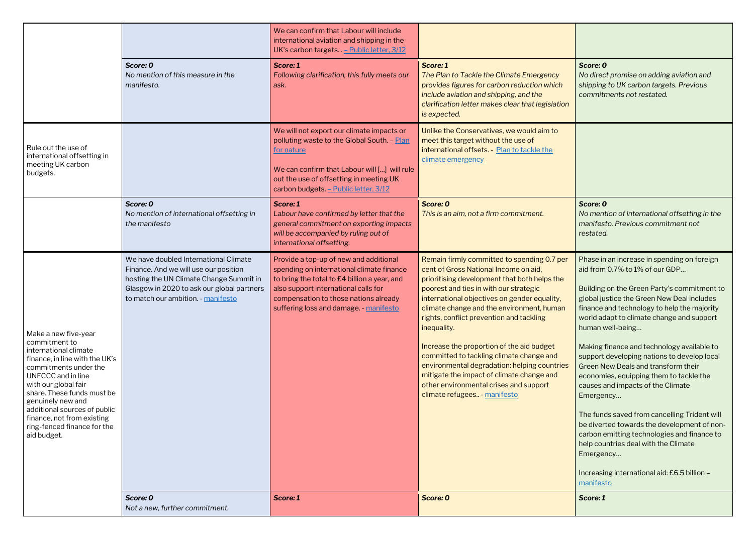| | | | | |
|---|---|---|---|---|
| | | We can confirm that Labour will include international aviation and shipping in the UK's carbon targets. . – Public letter, 3/12 | | |
| | ***Score: 0*** *No mention of this measure in the manifesto.* | ***Score: 1*** *Following clarification, this fully meets our ask.* | ***Score: 1*** *The Plan to Tackle the Climate Emergency provides figures for carbon reduction which include aviation and shipping, and the clarification letter makes clear that legislation is expected.* | ***Score: 0*** *No direct promise on adding aviation and shipping to UK carbon targets. Previous commitments not restated.* |
| Rule out the use of international offsetting in meeting UK carbon budgets. | | We will not export our climate impacts or polluting waste to the Global South. – Plan for nature<br><br>We can confirm that Labour will [...] will rule out the use of offsetting in meeting UK carbon budgets. – Public letter, 3/12 | Unlike the Conservatives, we would aim to meet this target without the use of international offsets. - Plan to tackle the climate emergency | |
| | ***Score: 0*** *No mention of international offsetting in the manifesto* | ***Score: 1*** *Labour have confirmed by letter that the general commitment on exporting impacts will be accompanied by ruling out of international offsetting.* | ***Score: 0*** *This is an aim, not a firm commitment.* | ***Score: 0*** *No mention of international offsetting in the manifesto. Previous commitment not restated.* |
| Make a new five-year commitment to international climate finance, in line with the UK's commitments under the UNFCCC and in line with our global fair share. These funds must be genuinely new and additional sources of public finance, not from existing ring-fenced finance for the aid budget. | We have doubled International Climate Finance. And we will use our position hosting the UN Climate Change Summit in Glasgow in 2020 to ask our global partners to match our ambition. - manifesto | Provide a top-up of new and additional spending on international climate finance to bring the total to £4 billion a year, and also support international calls for compensation to those nations already suffering loss and damage. - manifesto | Remain firmly committed to spending 0.7 per cent of Gross National Income on aid, prioritising development that both helps the poorest and ties in with our strategic international objectives on gender equality, climate change and the environment, human rights, conflict prevention and tackling inequality.<br><br>Increase the proportion of the aid budget committed to tackling climate change and environmental degradation: helping countries mitigate the impact of climate change and other environmental crises and support climate refugees.. - manifesto | Phase in an increase in spending on foreign aid from 0.7% to 1% of our GDP…<br><br>Building on the Green Party's commitment to global justice the Green New Deal includes finance and technology to help the majority world adapt to climate change and support human well-being…<br><br>Making finance and technology available to support developing nations to develop local Green New Deals and transform their economies, equipping them to tackle the causes and impacts of the Climate Emergency…<br><br>The funds saved from cancelling Trident will be diverted towards the development of non-carbon emitting technologies and finance to help countries deal with the Climate Emergency…<br><br>Increasing international aid: £6.5 billion – manifesto |
| | ***Score: 0*** *Not a new, further commitment.* | ***Score: 1*** | ***Score: 0*** | ***Score: 1*** |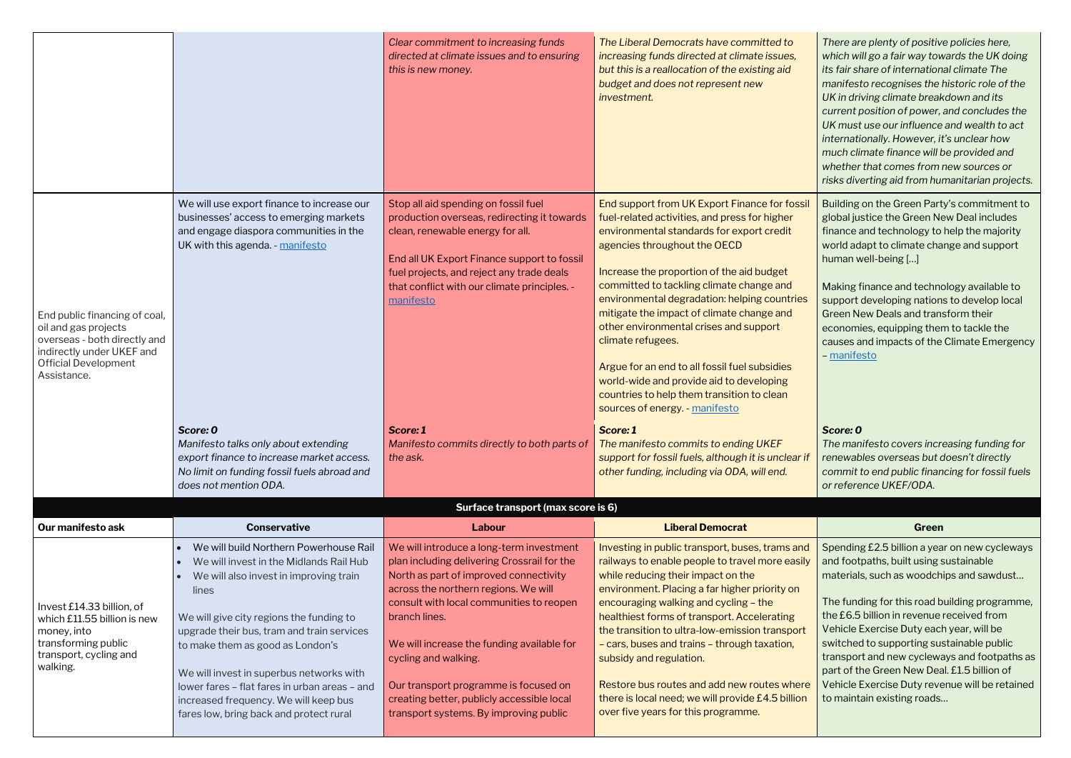| | | | | |
|---|---|---|---|---|
| | | *Clear commitment to increasing funds directed at climate issues and to ensuring this is new money.* | *The Liberal Democrats have committed to increasing funds directed at climate issues, but this is a reallocation of the existing aid budget and does not represent new investment.* | *There are plenty of positive policies here, which will go a fair way towards the UK doing its fair share of international climate The manifesto recognises the historic role of the UK in driving climate breakdown and its current position of power, and concludes the UK must use our influence and wealth to act internationally. However, it's unclear how much climate finance will be provided and whether that comes from new sources or risks diverting aid from humanitarian projects.* |
| End public financing of coal, oil and gas projects overseas - both directly and indirectly under UKEF and Official Development Assistance. | We will use export finance to increase our businesses' access to emerging markets and engage diaspora communities in the UK with this agenda. - manifesto<br><br>***Score: 0***<br>*Manifesto talks only about extending export finance to increase market access. No limit on funding fossil fuels abroad and does not mention ODA.* | Stop all aid spending on fossil fuel production overseas, redirecting it towards clean, renewable energy for all.<br><br>End all UK Export Finance support to fossil fuel projects, and reject any trade deals that conflict with our climate principles. - manifesto<br><br>***Score: 1***<br>*Manifesto commits directly to both parts of the ask.* | End support from UK Export Finance for fossil fuel-related activities, and press for higher environmental standards for export credit agencies throughout the OECD<br><br>Increase the proportion of the aid budget committed to tackling climate change and environmental degradation: helping countries mitigate the impact of climate change and other environmental crises and support climate refugees.<br><br>Argue for an end to all fossil fuel subsidies world-wide and provide aid to developing countries to help them transition to clean sources of energy. - manifesto<br><br>***Score: 1***<br>*The manifesto commits to ending UKEF support for fossil fuels, although it is unclear if other funding, including via ODA, will end.* | Building on the Green Party's commitment to global justice the Green New Deal includes finance and technology to help the majority world adapt to climate change and support human well-being […]<br><br>Making finance and technology available to support developing nations to develop local Green New Deals and transform their economies, equipping them to tackle the causes and impacts of the Climate Emergency – manifesto<br><br>***Score: 0***<br>*The manifesto covers increasing funding for renewables overseas but doesn't directly commit to end public financing for fossil fuels or reference UKEF/ODA.* |
| **Surface transport (max score is 6)** | | | | |
| **Our manifesto ask** | **Conservative** | **Labour** | **Liberal Democrat** | **Green** |
| Invest £14.33 billion, of which £11.55 billion is new money, into transforming public transport, cycling and walking. | • We will build Northern Powerhouse Rail<br>• We will invest in the Midlands Rail Hub<br>• We will also invest in improving train lines<br><br>We will give city regions the funding to upgrade their bus, tram and train services to make them as good as London's<br><br>We will invest in superbus networks with lower fares – flat fares in urban areas – and increased frequency. We will keep bus fares low, bring back and protect rural | We will introduce a long-term investment plan including delivering Crossrail for the North as part of improved connectivity across the northern regions. We will consult with local communities to reopen branch lines.<br><br>We will increase the funding available for cycling and walking.<br><br>Our transport programme is focused on creating better, publicly accessible local transport systems. By improving public | Investing in public transport, buses, trams and railways to enable people to travel more easily while reducing their impact on the environment. Placing a far higher priority on encouraging walking and cycling – the healthiest forms of transport. Accelerating the transition to ultra-low-emission transport – cars, buses and trains – through taxation, subsidy and regulation.<br><br>Restore bus routes and add new routes where there is local need; we will provide £4.5 billion over five years for this programme. | Spending £2.5 billion a year on new cycleways and footpaths, built using sustainable materials, such as woodchips and sawdust…<br><br>The funding for this road building programme, the £6.5 billion in revenue received from Vehicle Exercise Duty each year, will be switched to supporting sustainable public transport and new cycleways and footpaths as part of the Green New Deal. £1.5 billion of Vehicle Exercise Duty revenue will be retained to maintain existing roads… |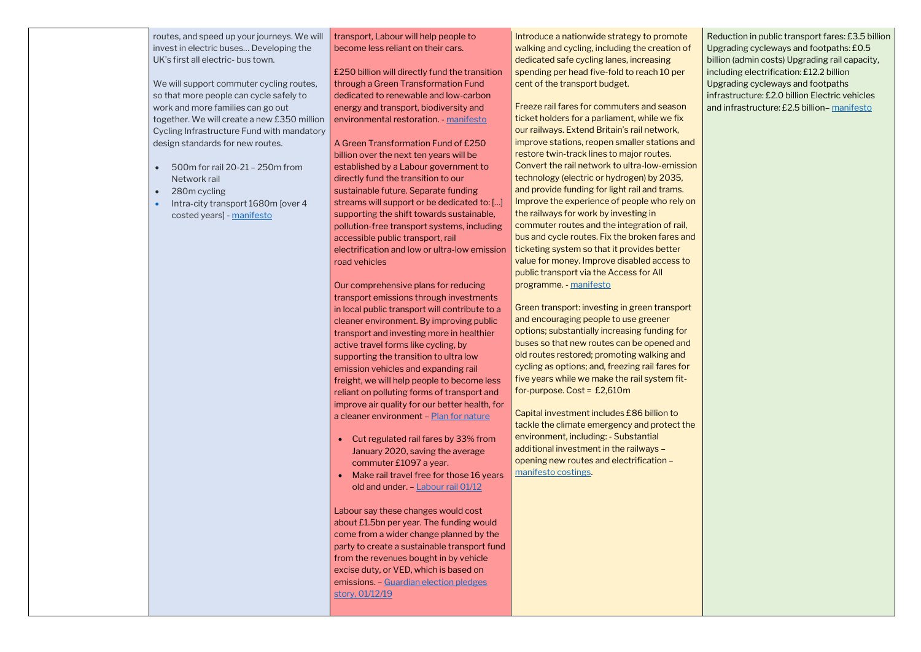| | | | | |
|---|---|---|---|---|
| | routes, and speed up your journeys. We will invest in electric buses… Developing the UK's first all electric- bus town.<br><br>We will support commuter cycling routes, so that more people can cycle safely to work and more families can go out together. We will create a new £350 million Cycling Infrastructure Fund with mandatory design standards for new routes.<br><br>• 500m for rail 20-21 – 250m from Network rail<br>• 280m cycling<br>• Intra-city transport 1680m [over 4 costed years] - manifesto | transport, Labour will help people to become less reliant on their cars.<br><br>£250 billion will directly fund the transition through a Green Transformation Fund dedicated to renewable and low-carbon energy and transport, biodiversity and environmental restoration. - manifesto<br><br>A Green Transformation Fund of £250 billion over the next ten years will be established by a Labour government to directly fund the transition to our sustainable future. Separate funding streams will support or be dedicated to: […] supporting the shift towards sustainable, pollution-free transport systems, including accessible public transport, rail electrification and low or ultra-low emission road vehicles<br><br>Our comprehensive plans for reducing transport emissions through investments in local public transport will contribute to a cleaner environment. By improving public transport and investing more in healthier active travel forms like cycling, by supporting the transition to ultra low emission vehicles and expanding rail freight, we will help people to become less reliant on polluting forms of transport and improve air quality for our better health, for a cleaner environment – Plan for nature<br><br>• Cut regulated rail fares by 33% from January 2020, saving the average commuter £1097 a year.<br>• Make rail travel free for those 16 years old and under. – Labour rail 01/12<br><br>Labour say these changes would cost about £1.5bn per year. The funding would come from a wider change planned by the party to create a sustainable transport fund from the revenues bought in by vehicle excise duty, or VED, which is based on emissions. – Guardian election pledges story, 01/12/19 | Introduce a nationwide strategy to promote walking and cycling, including the creation of dedicated safe cycling lanes, increasing spending per head five-fold to reach 10 per cent of the transport budget.<br><br>Freeze rail fares for commuters and season ticket holders for a parliament, while we fix our railways. Extend Britain's rail network, improve stations, reopen smaller stations and restore twin-track lines to major routes. Convert the rail network to ultra-low-emission technology (electric or hydrogen) by 2035, and provide funding for light rail and trams. Improve the experience of people who rely on the railways for work by investing in commuter routes and the integration of rail, bus and cycle routes. Fix the broken fares and ticketing system so that it provides better value for money. Improve disabled access to public transport via the Access for All programme. - manifesto<br><br>Green transport: investing in green transport and encouraging people to use greener options; substantially increasing funding for buses so that new routes can be opened and old routes restored; promoting walking and cycling as options; and, freezing rail fares for five years while we make the rail system fit-for-purpose. Cost = £2,610m<br><br>Capital investment includes £86 billion to tackle the climate emergency and protect the environment, including: - Substantial additional investment in the railways – opening new routes and electrification – manifesto costings. | Reduction in public transport fares: £3.5 billion Upgrading cycleways and footpaths: £0.5 billion (admin costs) Upgrading rail capacity, including electrification: £12.2 billion Upgrading cycleways and footpaths infrastructure: £2.0 billion Electric vehicles and infrastructure: £2.5 billion– manifesto |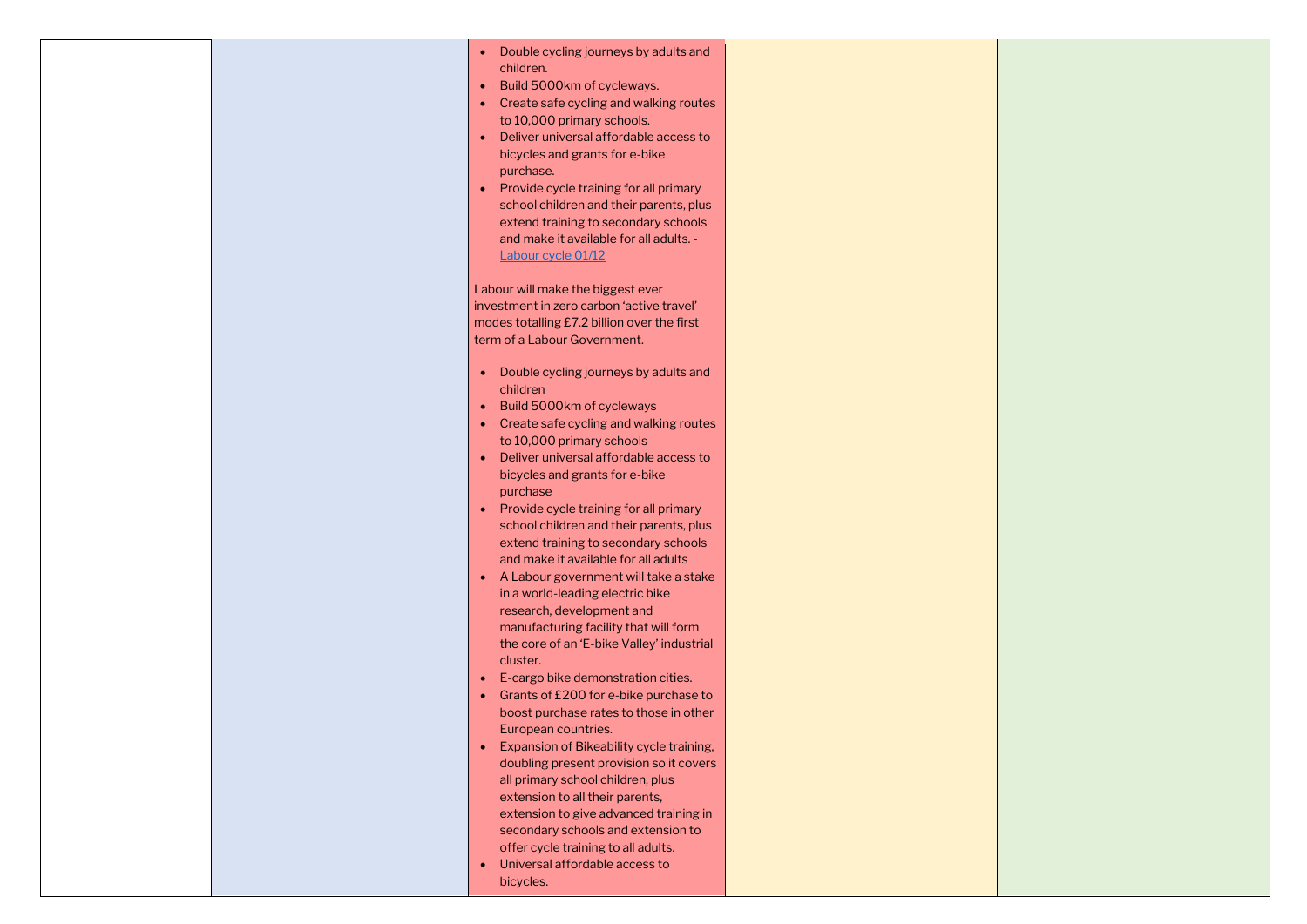| | | | | |
|---|---|---|---|---|
| | | • Double cycling journeys by adults and children.<br>• Build 5000km of cycleways.<br>• Create safe cycling and walking routes to 10,000 primary schools.<br>• Deliver universal affordable access to bicycles and grants for e-bike purchase.<br>• Provide cycle training for all primary school children and their parents, plus extend training to secondary schools and make it available for all adults. - [Labour cycle 01/12]()<br><br>Labour will make the biggest ever investment in zero carbon 'active travel' modes totalling £7.2 billion over the first term of a Labour Government.<br><br>• Double cycling journeys by adults and children<br>• Build 5000km of cycleways<br>• Create safe cycling and walking routes to 10,000 primary schools<br>• Deliver universal affordable access to bicycles and grants for e-bike purchase<br>• Provide cycle training for all primary school children and their parents, plus extend training to secondary schools and make it available for all adults<br>• A Labour government will take a stake in a world-leading electric bike research, development and manufacturing facility that will form the core of an 'E-bike Valley' industrial cluster.<br>• E-cargo bike demonstration cities.<br>• Grants of £200 for e-bike purchase to boost purchase rates to those in other European countries.<br>• Expansion of Bikeability cycle training, doubling present provision so it covers all primary school children, plus extension to all their parents, extension to give advanced training in secondary schools and extension to offer cycle training to all adults.<br>• Universal affordable access to bicycles. | | |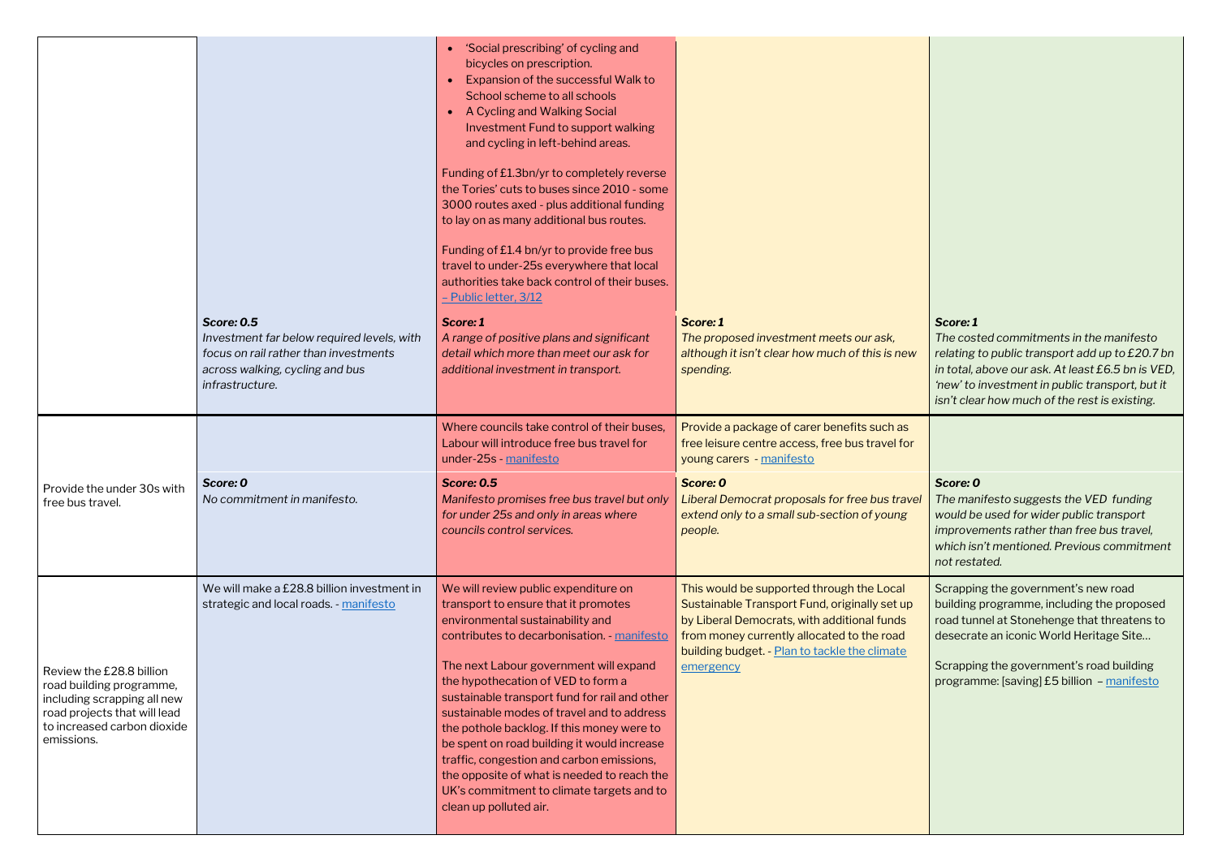| | | | | |
|---|---|---|---|---|
| | ***Score: 0.5*** *Investment far below required levels, with focus on rail rather than investments across walking, cycling and bus infrastructure.* | • 'Social prescribing' of cycling and bicycles on prescription. <br>• Expansion of the successful Walk to School scheme to all schools <br>• A Cycling and Walking Social Investment Fund to support walking and cycling in left-behind areas. <br><br>Funding of £1.3bn/yr to completely reverse the Tories' cuts to buses since 2010 - some 3000 routes axed - plus additional funding to lay on as many additional bus routes. <br><br>Funding of £1.4 bn/yr to provide free bus travel to under-25s everywhere that local authorities take back control of their buses. [– Public letter, 3/12]() <br><br>***Score: 1*** *A range of positive plans and significant detail which more than meet our ask for additional investment in transport.* | ***Score: 1*** *The proposed investment meets our ask, although it isn't clear how much of this is new spending.* | ***Score: 1*** *The costed commitments in the manifesto relating to public transport add up to £20.7 bn in total, above our ask. At least £6.5 bn is VED, 'new' to investment in public transport, but it isn't clear how much of the rest is existing.* |
| Provide the under 30s with free bus travel. | ***Score: 0*** *No commitment in manifesto.* | Where councils take control of their buses, Labour will introduce free bus travel for under-25s - [manifesto]() <br><br>***Score: 0.5*** *Manifesto promises free bus travel but only for under 25s and only in areas where councils control services.* | Provide a package of carer benefits such as free leisure centre access, free bus travel for young carers - [manifesto]() <br><br>***Score: 0*** *Liberal Democrat proposals for free bus travel extend only to a small sub-section of young people.* | ***Score: 0*** *The manifesto suggests the VED funding would be used for wider public transport improvements rather than free bus travel, which isn't mentioned. Previous commitment not restated.* |
| Review the £28.8 billion road building programme, including scrapping all new road projects that will lead to increased carbon dioxide emissions. | We will make a £28.8 billion investment in strategic and local roads. - [manifesto]() | We will review public expenditure on transport to ensure that it promotes environmental sustainability and contributes to decarbonisation. - [manifesto]() <br><br>The next Labour government will expand the hypothecation of VED to form a sustainable transport fund for rail and other sustainable modes of travel and to address the pothole backlog. If this money were to be spent on road building it would increase traffic, congestion and carbon emissions, the opposite of what is needed to reach the UK's commitment to climate targets and to clean up polluted air. | This would be supported through the Local Sustainable Transport Fund, originally set up by Liberal Democrats, with additional funds from money currently allocated to the road building budget. - [Plan to tackle the climate emergency]() | Scrapping the government's new road building programme, including the proposed road tunnel at Stonehenge that threatens to desecrate an iconic World Heritage Site… <br><br>Scrapping the government's road building programme: [saving] £5 billion – [manifesto]() |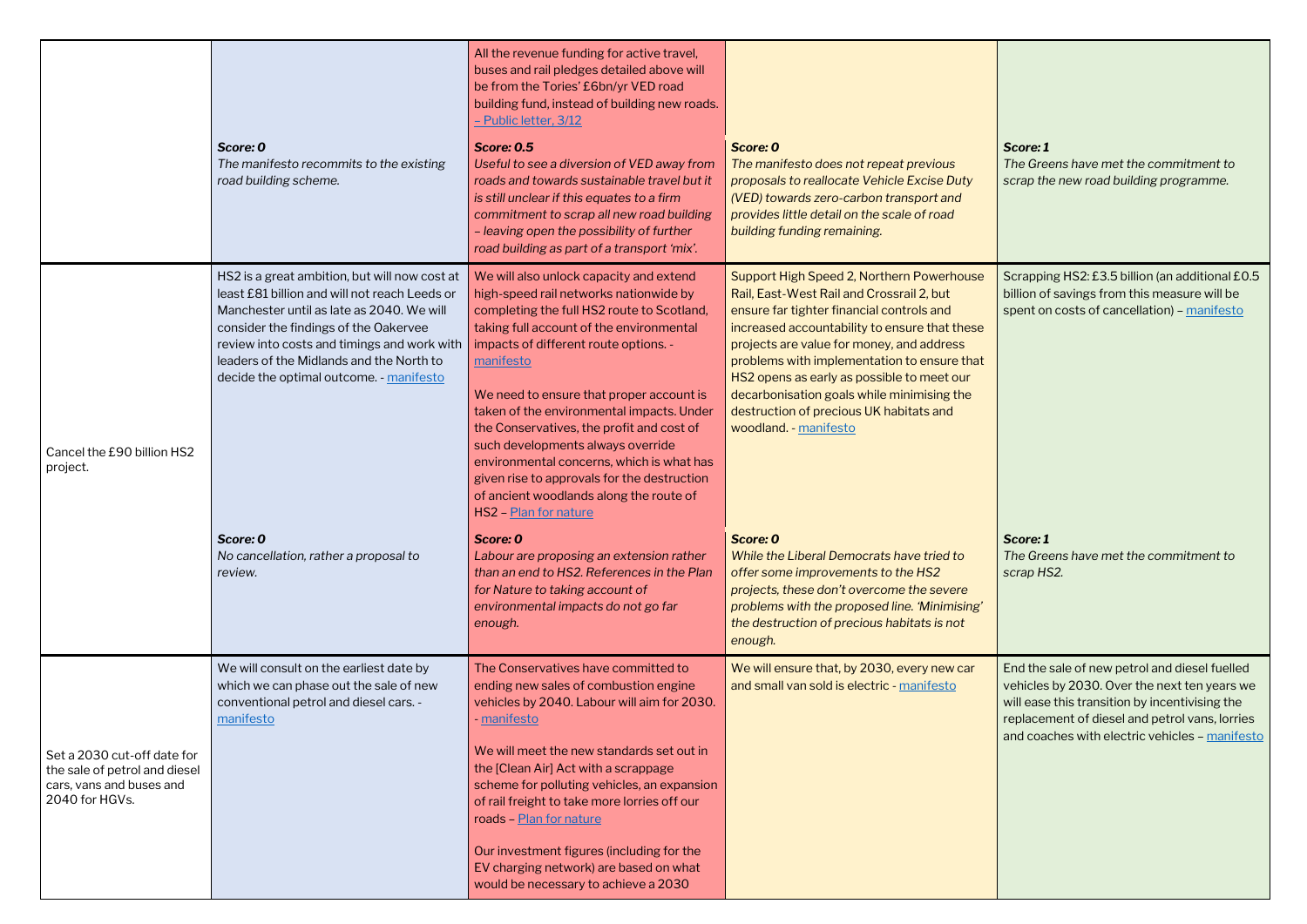| | | | | |
|---|---|---|---|---|
| | *Score: 0* *The manifesto recommits to the existing road building scheme.* | All the revenue funding for active travel, buses and rail pledges detailed above will be from the Tories' £6bn/yr VED road building fund, instead of building new roads. – Public letter, 3/12 ***Score: 0.5*** *Useful to see a diversion of VED away from roads and towards sustainable travel but it is still unclear if this equates to a firm commitment to scrap all new road building – leaving open the possibility of further road building as part of a transport 'mix'.* | ***Score: 0*** *The manifesto does not repeat previous proposals to reallocate Vehicle Excise Duty (VED) towards zero-carbon transport and provides little detail on the scale of road building funding remaining.* | ***Score: 1*** *The Greens have met the commitment to scrap the new road building programme.* |
| Cancel the £90 billion HS2 project. | HS2 is a great ambition, but will now cost at least £81 billion and will not reach Leeds or Manchester until as late as 2040. We will consider the findings of the Oakervee review into costs and timings and work with leaders of the Midlands and the North to decide the optimal outcome. - manifesto ***Score: 0*** *No cancellation, rather a proposal to review.* | We will also unlock capacity and extend high-speed rail networks nationwide by completing the full HS2 route to Scotland, taking full account of the environmental impacts of different route options. - manifesto We need to ensure that proper account is taken of the environmental impacts. Under the Conservatives, the profit and cost of such developments always override environmental concerns, which is what has given rise to approvals for the destruction of ancient woodlands along the route of HS2 – Plan for nature ***Score: 0*** *Labour are proposing an extension rather than an end to HS2. References in the Plan for Nature to taking account of environmental impacts do not go far enough.* | Support High Speed 2, Northern Powerhouse Rail, East-West Rail and Crossrail 2, but ensure far tighter financial controls and increased accountability to ensure that these projects are value for money, and address problems with implementation to ensure that HS2 opens as early as possible to meet our decarbonisation goals while minimising the destruction of precious UK habitats and woodland. - manifesto ***Score: 0*** *While the Liberal Democrats have tried to offer some improvements to the HS2 projects, these don't overcome the severe problems with the proposed line. 'Minimising' the destruction of precious habitats is not enough.* | Scrapping HS2: £3.5 billion (an additional £0.5 billion of savings from this measure will be spent on costs of cancellation) – manifesto ***Score: 1*** *The Greens have met the commitment to scrap HS2.* |
| Set a 2030 cut-off date for the sale of petrol and diesel cars, vans and buses and 2040 for HGVs. | We will consult on the earliest date by which we can phase out the sale of new conventional petrol and diesel cars. - manifesto | The Conservatives have committed to ending new sales of combustion engine vehicles by 2040. Labour will aim for 2030. - manifesto We will meet the new standards set out in the [Clean Air] Act with a scrappage scheme for polluting vehicles, an expansion of rail freight to take more lorries off our roads – Plan for nature Our investment figures (including for the EV charging network) are based on what would be necessary to achieve a 2030 | We will ensure that, by 2030, every new car and small van sold is electric - manifesto | End the sale of new petrol and diesel fuelled vehicles by 2030. Over the next ten years we will ease this transition by incentivising the replacement of diesel and petrol vans, lorries and coaches with electric vehicles – manifesto |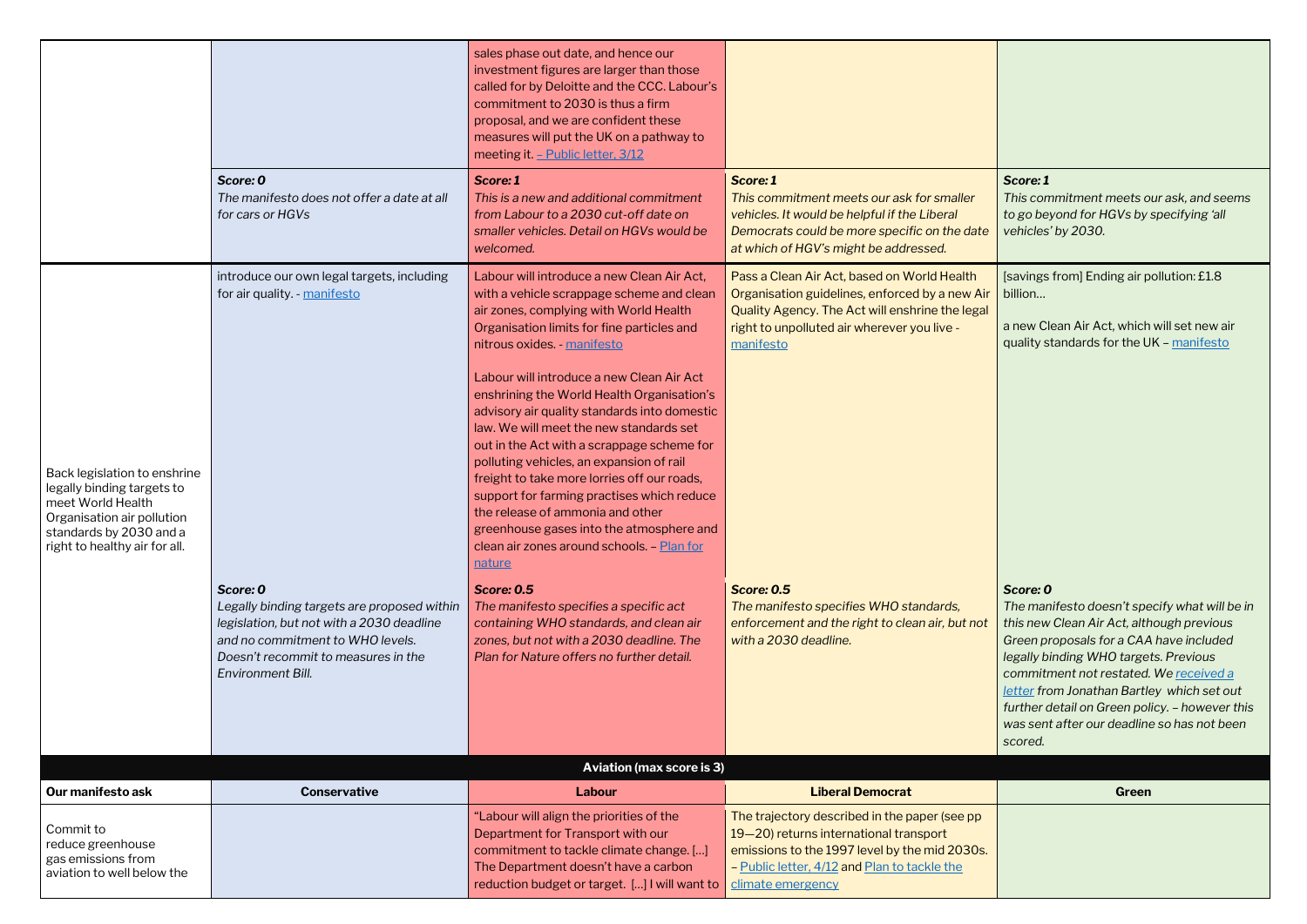| | | | | |
|---|---|---|---|---|
| | | sales phase out date, and hence our investment figures are larger than those called for by Deloitte and the CCC. Labour's commitment to 2030 is thus a firm proposal, and we are confident these measures will put the UK on a pathway to meeting it. – Public letter, 3/12 | | |
| | ***Score: 0*** *The manifesto does not offer a date at all for cars or HGVs* | ***Score: 1*** *This is a new and additional commitment from Labour to a 2030 cut-off date on smaller vehicles. Detail on HGVs would be welcomed.* | ***Score: 1*** *This commitment meets our ask for smaller vehicles. It would be helpful if the Liberal Democrats could be more specific on the date at which of HGV's might be addressed.* | ***Score: 1*** *This commitment meets our ask, and seems to go beyond for HGVs by specifying 'all vehicles' by 2030.* |
| Back legislation to enshrine legally binding targets to meet World Health Organisation air pollution standards by 2030 and a right to healthy air for all. | introduce our own legal targets, including for air quality. - manifesto | Labour will introduce a new Clean Air Act, with a vehicle scrappage scheme and clean air zones, complying with World Health Organisation limits for fine particles and nitrous oxides. - manifesto<br><br>Labour will introduce a new Clean Air Act enshrining the World Health Organisation's advisory air quality standards into domestic law. We will meet the new standards set out in the Act with a scrappage scheme for polluting vehicles, an expansion of rail freight to take more lorries off our roads, support for farming practises which reduce the release of ammonia and other greenhouse gases into the atmosphere and clean air zones around schools. – Plan for nature | Pass a Clean Air Act, based on World Health Organisation guidelines, enforced by a new Air Quality Agency. The Act will enshrine the legal right to unpolluted air wherever you live - manifesto | [savings from] Ending air pollution: £1.8 billion…<br><br>a new Clean Air Act, which will set new air quality standards for the UK – manifesto |
| | ***Score: 0*** *Legally binding targets are proposed within legislation, but not with a 2030 deadline and no commitment to WHO levels. Doesn't recommit to measures in the Environment Bill.* | ***Score: 0.5*** *The manifesto specifies a specific act containing WHO standards, and clean air zones, but not with a 2030 deadline. The Plan for Nature offers no further detail.* | ***Score: 0.5*** *The manifesto specifies WHO standards, enforcement and the right to clean air, but not with a 2030 deadline.* | ***Score: 0*** *The manifesto doesn't specify what will be in this new Clean Air Act, although previous Green proposals for a CAA have included legally binding WHO targets. Previous commitment not restated. We received a letter from Jonathan Bartley which set out further detail on Green policy. – however this was sent after our deadline so has not been scored.* |
| **Aviation (max score is 3)** | | | | |
| **Our manifesto ask** | **Conservative** | **Labour** | **Liberal Democrat** | **Green** |
| Commit to reduce greenhouse gas emissions from aviation to well below the | | "Labour will align the priorities of the Department for Transport with our commitment to tackle climate change. […] The Department doesn't have a carbon reduction budget or target. […] I will want to | The trajectory described in the paper (see pp 19—20) returns international transport emissions to the 1997 level by the mid 2030s. – Public letter, 4/12 and Plan to tackle the climate emergency | |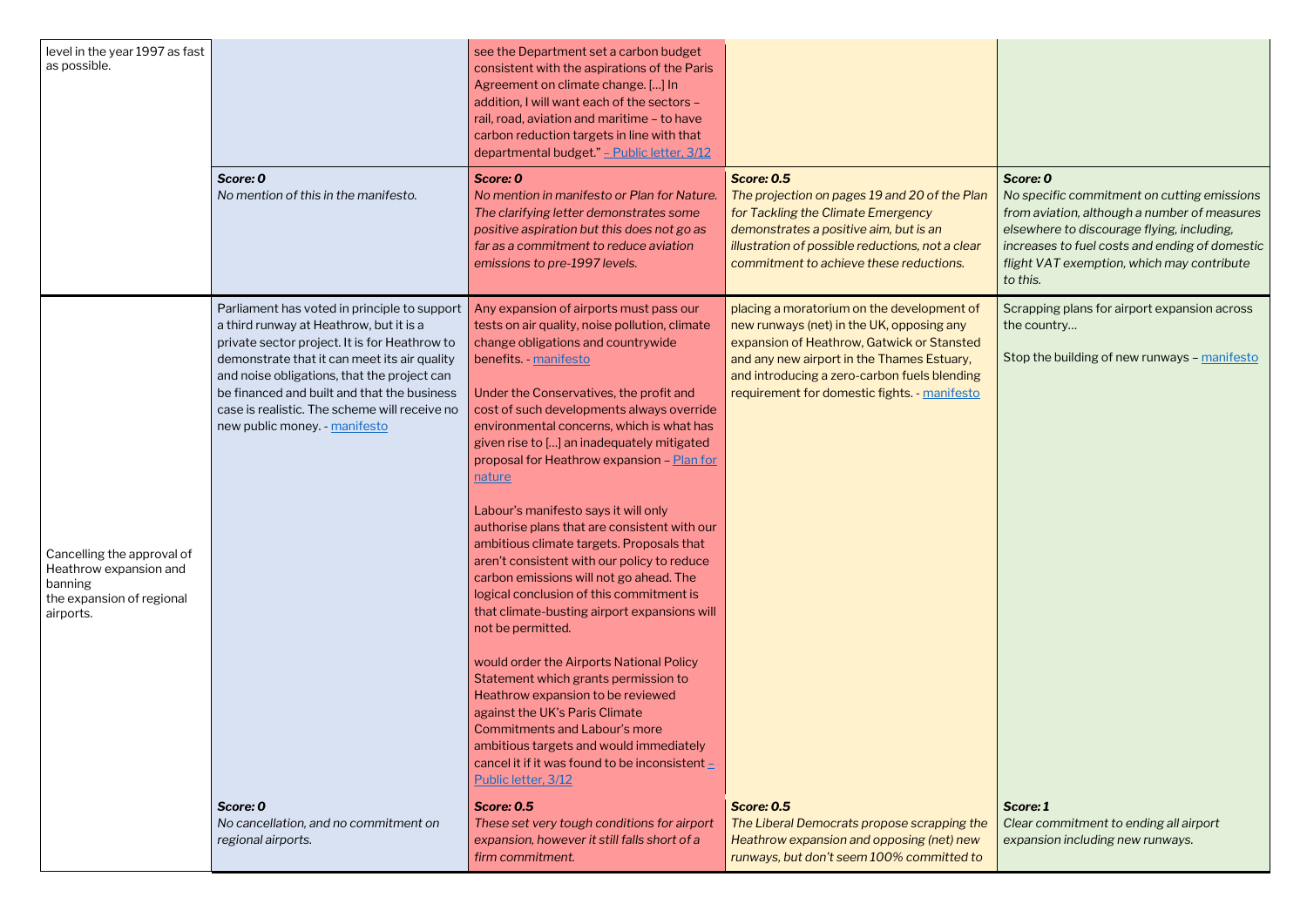| | | | | |
|---|---|---|---|---|
| level in the year 1997 as fast as possible. | | see the Department set a carbon budget consistent with the aspirations of the Paris Agreement on climate change. […] In addition, I will want each of the sectors – rail, road, aviation and maritime – to have carbon reduction targets in line with that departmental budget." – Public letter, 3/12 | | |
| | ***Score: 0***<br>*No mention of this in the manifesto.* | ***Score: 0***<br>*No mention in manifesto or Plan for Nature. The clarifying letter demonstrates some positive aspiration but this does not go as far as a commitment to reduce aviation emissions to pre-1997 levels.* | ***Score: 0.5***<br>*The projection on pages 19 and 20 of the Plan for Tackling the Climate Emergency demonstrates a positive aim, but is an illustration of possible reductions, not a clear commitment to achieve these reductions.* | ***Score: 0***<br>*No specific commitment on cutting emissions from aviation, although a number of measures elsewhere to discourage flying, including, increases to fuel costs and ending of domestic flight VAT exemption, which may contribute to this.* |
| Cancelling the approval of Heathrow expansion and banning the expansion of regional airports. | Parliament has voted in principle to support a third runway at Heathrow, but it is a private sector project. It is for Heathrow to demonstrate that it can meet its air quality and noise obligations, that the project can be financed and built and that the business case is realistic. The scheme will receive no new public money. - manifesto | Any expansion of airports must pass our tests on air quality, noise pollution, climate change obligations and countrywide benefits. - manifesto<br><br>Under the Conservatives, the profit and cost of such developments always override environmental concerns, which is what has given rise to […] an inadequately mitigated proposal for Heathrow expansion – Plan for nature<br><br>Labour's manifesto says it will only authorise plans that are consistent with our ambitious climate targets. Proposals that aren't consistent with our policy to reduce carbon emissions will not go ahead. The logical conclusion of this commitment is that climate-busting airport expansions will not be permitted.<br><br>would order the Airports National Policy Statement which grants permission to Heathrow expansion to be reviewed against the UK's Paris Climate Commitments and Labour's more ambitious targets and would immediately cancel it if it was found to be inconsistent – Public letter, 3/12 | placing a moratorium on the development of new runways (net) in the UK, opposing any expansion of Heathrow, Gatwick or Stansted and any new airport in the Thames Estuary, and introducing a zero-carbon fuels blending requirement for domestic fights. - manifesto | Scrapping plans for airport expansion across the country…<br><br>Stop the building of new runways – manifesto |
| | ***Score: 0***<br>*No cancellation, and no commitment on regional airports.* | ***Score: 0.5***<br>*These set very tough conditions for airport expansion, however it still falls short of a firm commitment.* | ***Score: 0.5***<br>*The Liberal Democrats propose scrapping the Heathrow expansion and opposing (net) new runways, but don't seem 100% committed to* | ***Score: 1***<br>*Clear commitment to ending all airport expansion including new runways.* |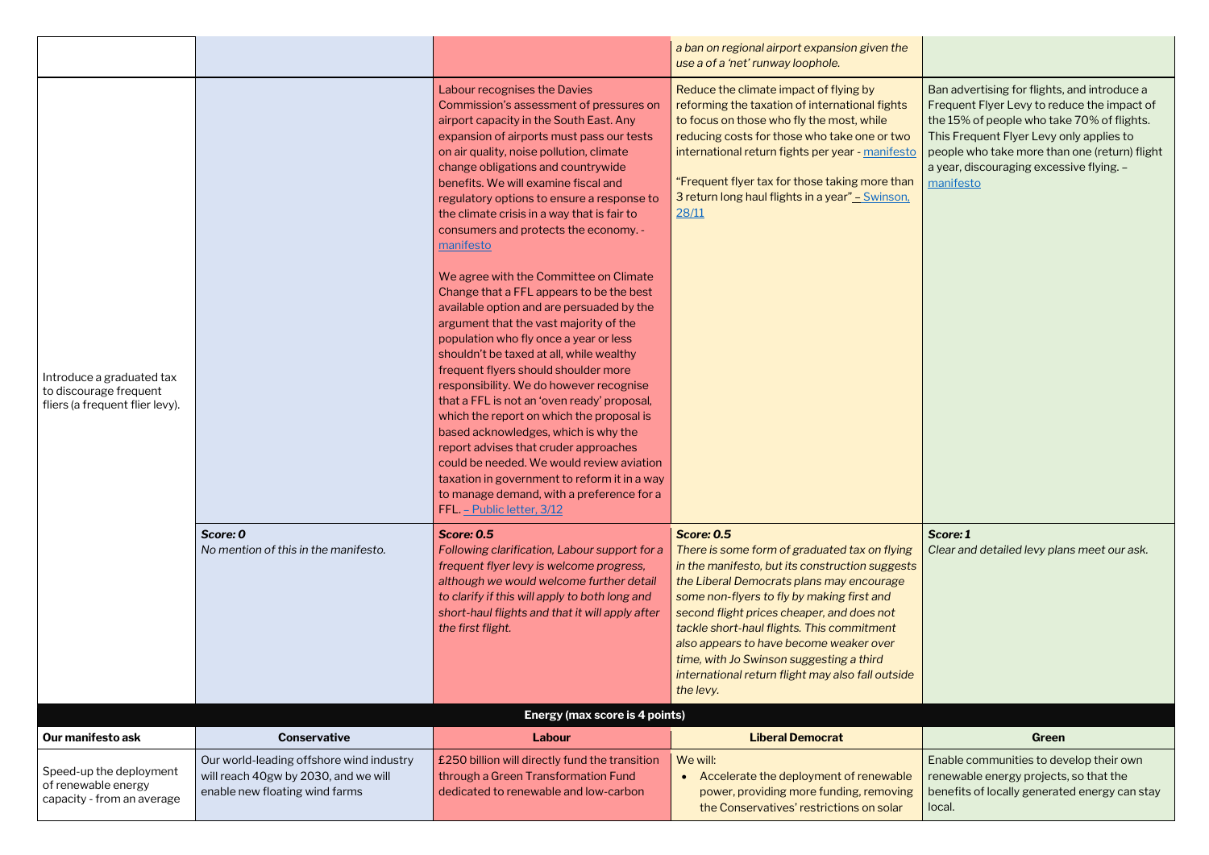| | | | | |
|---|---|---|---|---|
| | | | *a ban on regional airport expansion given the use a of a 'net' runway loophole.* | |
| Introduce a graduated tax to discourage frequent fliers (a frequent flier levy). | | Labour recognises the Davies Commission's assessment of pressures on airport capacity in the South East. Any expansion of airports must pass our tests on air quality, noise pollution, climate change obligations and countrywide benefits. We will examine fiscal and regulatory options to ensure a response to the climate crisis in a way that is fair to consumers and protects the economy. - manifesto<br><br>We agree with the Committee on Climate Change that a FFL appears to be the best available option and are persuaded by the argument that the vast majority of the population who fly once a year or less shouldn't be taxed at all, while wealthy frequent flyers should shoulder more responsibility. We do however recognise that a FFL is not an 'oven ready' proposal, which the report on which the proposal is based acknowledges, which is why the report advises that cruder approaches could be needed. We would review aviation taxation in government to reform it in a way to manage demand, with a preference for a FFL. – Public letter, 3/12 | Reduce the climate impact of flying by reforming the taxation of international fights to focus on those who fly the most, while reducing costs for those who take one or two international return fights per year - manifesto<br><br>"Frequent flyer tax for those taking more than 3 return long haul flights in a year" – Swinson, 28/11 | Ban advertising for flights, and introduce a Frequent Flyer Levy to reduce the impact of the 15% of people who take 70% of flights. This Frequent Flyer Levy only applies to people who take more than one (return) flight a year, discouraging excessive flying. – manifesto |
| | ***Score: 0***<br>*No mention of this in the manifesto.* | ***Score: 0.5***<br>*Following clarification, Labour support for a frequent flyer levy is welcome progress, although we would welcome further detail to clarify if this will apply to both long and short-haul flights and that it will apply after the first flight.* | ***Score: 0.5***<br>*There is some form of graduated tax on flying in the manifesto, but its construction suggests the Liberal Democrats plans may encourage some non-flyers to fly by making first and second flight prices cheaper, and does not tackle short-haul flights. This commitment also appears to have become weaker over time, with Jo Swinson suggesting a third international return flight may also fall outside the levy.* | ***Score: 1***<br>*Clear and detailed levy plans meet our ask.* |

**Energy (max score is 4 points)**

| Our manifesto ask | Conservative | Labour | Liberal Democrat | Green |
|---|---|---|---|---|
| Speed-up the deployment of renewable energy capacity - from an average | Our world-leading offshore wind industry will reach 40gw by 2030, and we will enable new floating wind farms | £250 billion will directly fund the transition through a Green Transformation Fund dedicated to renewable and low-carbon | We will:<br>• Accelerate the deployment of renewable power, providing more funding, removing the Conservatives' restrictions on solar | Enable communities to develop their own renewable energy projects, so that the benefits of locally generated energy can stay local. |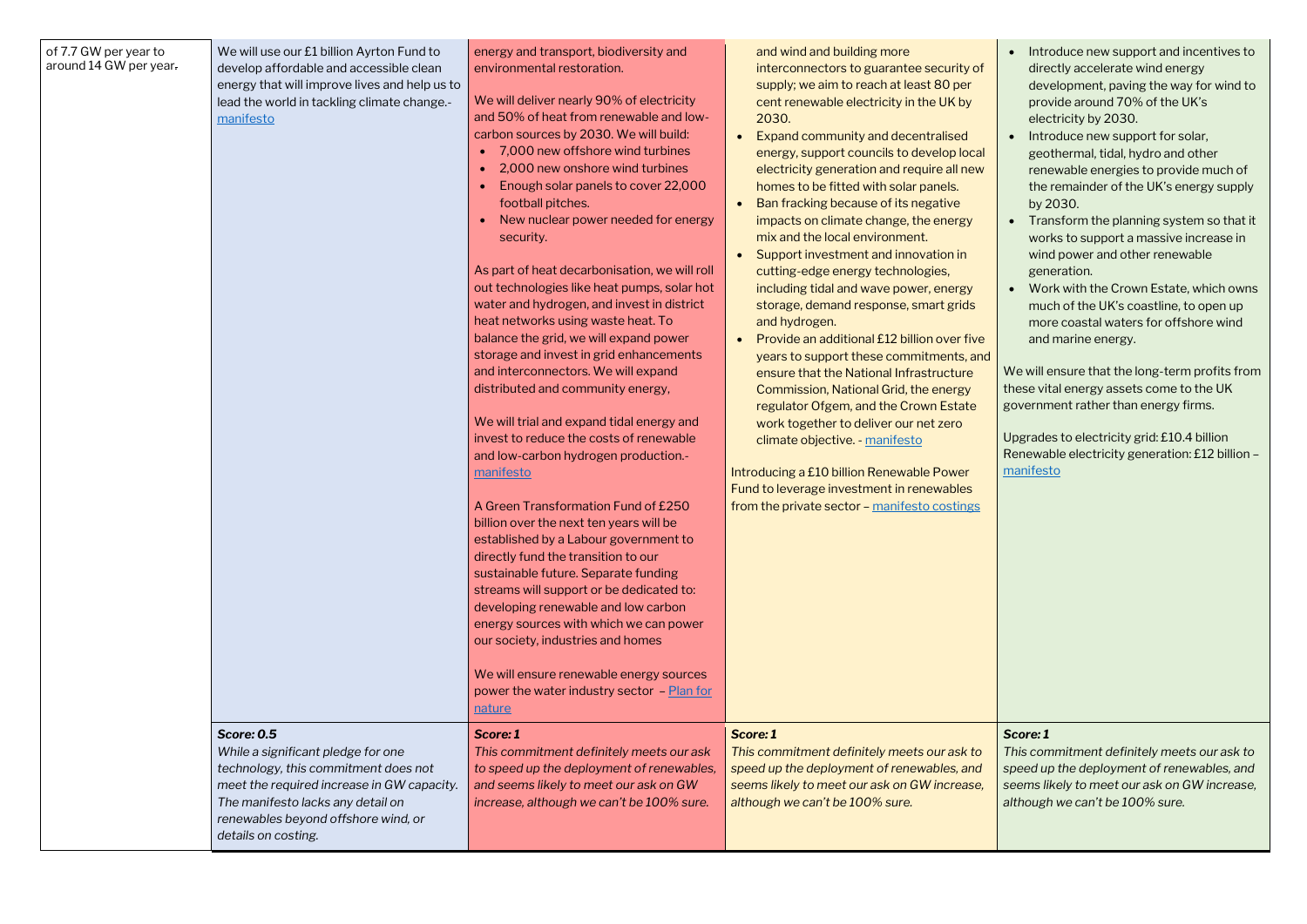| | | | | |
|---|---|---|---|---|
| of 7.7 GW per year to around 14 GW per year. | We will use our £1 billion Ayrton Fund to develop affordable and accessible clean energy that will improve lives and help us to lead the world in tackling climate change.- [manifesto](manifesto) | energy and transport, biodiversity and environmental restoration.<br><br>We will deliver nearly 90% of electricity and 50% of heat from renewable and low-carbon sources by 2030. We will build:<br>• 7,000 new offshore wind turbines<br>• 2,000 new onshore wind turbines<br>• Enough solar panels to cover 22,000 football pitches.<br>• New nuclear power needed for energy security.<br><br>As part of heat decarbonisation, we will roll out technologies like heat pumps, solar hot water and hydrogen, and invest in district heat networks using waste heat. To balance the grid, we will expand power storage and invest in grid enhancements and interconnectors. We will expand distributed and community energy,<br><br>We will trial and expand tidal energy and invest to reduce the costs of renewable and low-carbon hydrogen production.- [manifesto](manifesto)<br><br>A Green Transformation Fund of £250 billion over the next ten years will be established by a Labour government to directly fund the transition to our sustainable future. Separate funding streams will support or be dedicated to: developing renewable and low carbon energy sources with which we can power our society, industries and homes<br><br>We will ensure renewable energy sources power the water industry sector – [Plan for nature](Plan for nature) | and wind and building more interconnectors to guarantee security of supply; we aim to reach at least 80 per cent renewable electricity in the UK by 2030.<br>• Expand community and decentralised energy, support councils to develop local electricity generation and require all new homes to be fitted with solar panels.<br>• Ban fracking because of its negative impacts on climate change, the energy mix and the local environment.<br>• Support investment and innovation in cutting-edge energy technologies, including tidal and wave power, energy storage, demand response, smart grids and hydrogen.<br>• Provide an additional £12 billion over five years to support these commitments, and ensure that the National Infrastructure Commission, National Grid, the energy regulator Ofgem, and the Crown Estate work together to deliver our net zero climate objective. - [manifesto](manifesto)<br><br>Introducing a £10 billion Renewable Power Fund to leverage investment in renewables from the private sector – [manifesto costings](manifesto costings) | • Introduce new support and incentives to directly accelerate wind energy development, paving the way for wind to provide around 70% of the UK's electricity by 2030.<br>• Introduce new support for solar, geothermal, tidal, hydro and other renewable energies to provide much of the remainder of the UK's energy supply by 2030.<br>• Transform the planning system so that it works to support a massive increase in wind power and other renewable generation.<br>• Work with the Crown Estate, which owns much of the UK's coastline, to open up more coastal waters for offshore wind and marine energy.<br><br>We will ensure that the long-term profits from these vital energy assets come to the UK government rather than energy firms.<br><br>Upgrades to electricity grid: £10.4 billion<br>Renewable electricity generation: £12 billion – [manifesto](manifesto) |
| | ***Score: 0.5***<br>*While a significant pledge for one technology, this commitment does not meet the required increase in GW capacity. The manifesto lacks any detail on renewables beyond offshore wind, or details on costing.* | ***Score: 1***<br>*This commitment definitely meets our ask to speed up the deployment of renewables, and seems likely to meet our ask on GW increase, although we can't be 100% sure.* | ***Score: 1***<br>*This commitment definitely meets our ask to speed up the deployment of renewables, and seems likely to meet our ask on GW increase, although we can't be 100% sure.* | ***Score: 1***<br>*This commitment definitely meets our ask to speed up the deployment of renewables, and seems likely to meet our ask on GW increase, although we can't be 100% sure.* |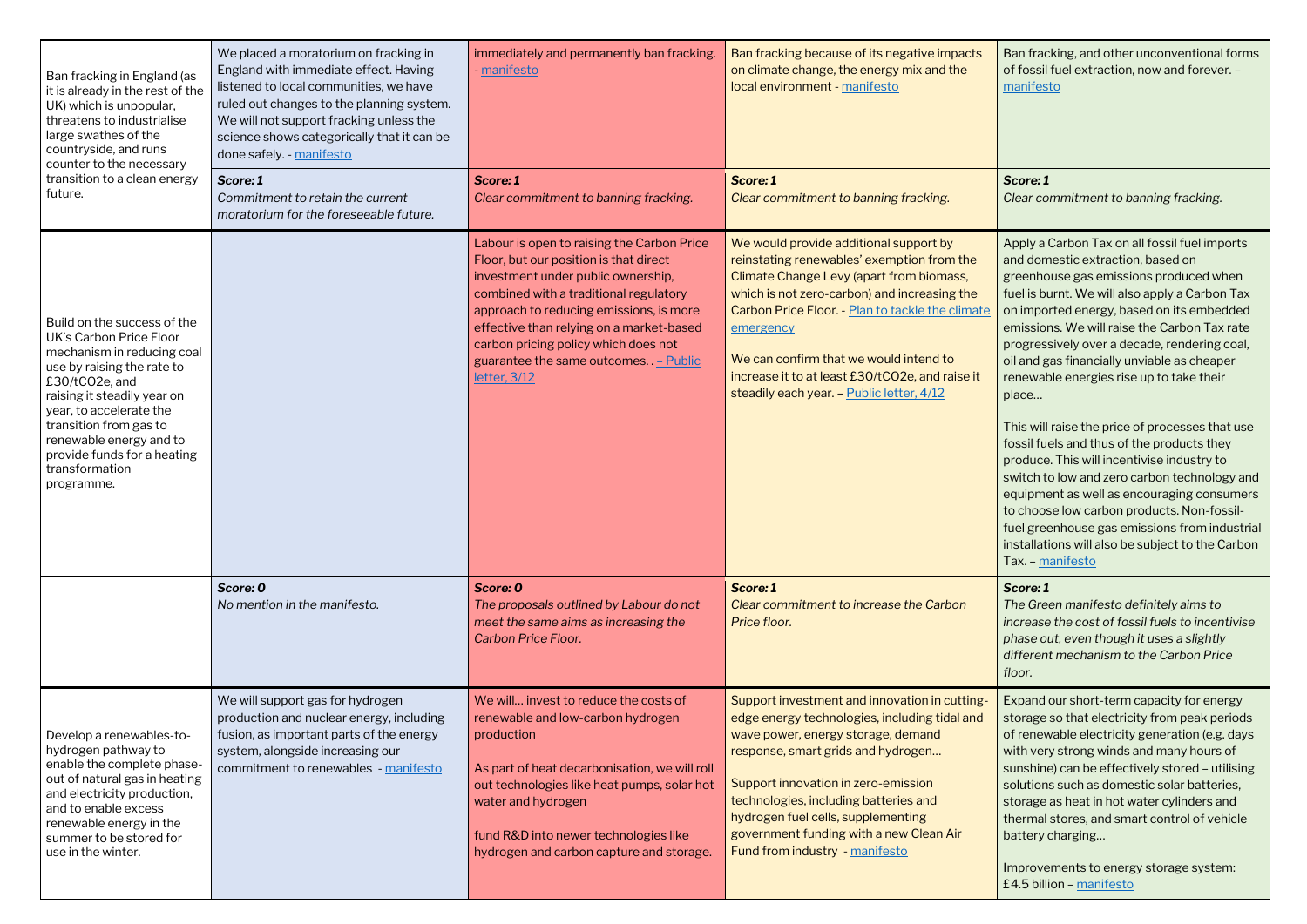| | | | | |
|---|---|---|---|---|
| Ban fracking in England (as it is already in the rest of the UK) which is unpopular, threatens to industrialise large swathes of the countryside, and runs counter to the necessary transition to a clean energy future. | We placed a moratorium on fracking in England with immediate effect. Having listened to local communities, we have ruled out changes to the planning system. We will not support fracking unless the science shows categorically that it can be done safely. - manifesto | immediately and permanently ban fracking. - manifesto | Ban fracking because of its negative impacts on climate change, the energy mix and the local environment - manifesto | Ban fracking, and other unconventional forms of fossil fuel extraction, now and forever. – manifesto |
| | ***Score: 1*** *Commitment to retain the current moratorium for the foreseeable future.* | ***Score: 1*** *Clear commitment to banning fracking.* | ***Score: 1*** *Clear commitment to banning fracking.* | ***Score: 1*** *Clear commitment to banning fracking.* |
| Build on the success of the UK's Carbon Price Floor mechanism in reducing coal use by raising the rate to £30/tCO2e, and raising it steadily year on year, to accelerate the transition from gas to renewable energy and to provide funds for a heating transformation programme. | | Labour is open to raising the Carbon Price Floor, but our position is that direct investment under public ownership, combined with a traditional regulatory approach to reducing emissions, is more effective than relying on a market-based carbon pricing policy which does not guarantee the same outcomes. . – Public letter, 3/12 | We would provide additional support by reinstating renewables' exemption from the Climate Change Levy (apart from biomass, which is not zero-carbon) and increasing the Carbon Price Floor. - Plan to tackle the climate emergency<br><br>We can confirm that we would intend to increase it to at least £30/tCO2e, and raise it steadily each year. – Public letter, 4/12 | Apply a Carbon Tax on all fossil fuel imports and domestic extraction, based on greenhouse gas emissions produced when fuel is burnt. We will also apply a Carbon Tax on imported energy, based on its embedded emissions. We will raise the Carbon Tax rate progressively over a decade, rendering coal, oil and gas financially unviable as cheaper renewable energies rise up to take their place…<br><br>This will raise the price of processes that use fossil fuels and thus of the products they produce. This will incentivise industry to switch to low and zero carbon technology and equipment as well as encouraging consumers to choose low carbon products. Non-fossil-fuel greenhouse gas emissions from industrial installations will also be subject to the Carbon Tax. – manifesto |
| | ***Score: 0*** *No mention in the manifesto.* | ***Score: 0*** *The proposals outlined by Labour do not meet the same aims as increasing the Carbon Price Floor.* | ***Score: 1*** *Clear commitment to increase the Carbon Price floor.* | ***Score: 1*** *The Green manifesto definitely aims to increase the cost of fossil fuels to incentivise phase out, even though it uses a slightly different mechanism to the Carbon Price floor.* |
| Develop a renewables-to-hydrogen pathway to enable the complete phase-out of natural gas in heating and electricity production, and to enable excess renewable energy in the summer to be stored for use in the winter. | We will support gas for hydrogen production and nuclear energy, including fusion, as important parts of the energy system, alongside increasing our commitment to renewables - manifesto | We will… invest to reduce the costs of renewable and low-carbon hydrogen production<br><br>As part of heat decarbonisation, we will roll out technologies like heat pumps, solar hot water and hydrogen<br><br>fund R&D into newer technologies like hydrogen and carbon capture and storage. | Support investment and innovation in cutting-edge energy technologies, including tidal and wave power, energy storage, demand response, smart grids and hydrogen…<br><br>Support innovation in zero-emission technologies, including batteries and hydrogen fuel cells, supplementing government funding with a new Clean Air Fund from industry - manifesto | Expand our short-term capacity for energy storage so that electricity from peak periods of renewable electricity generation (e.g. days with very strong winds and many hours of sunshine) can be effectively stored – utilising solutions such as domestic solar batteries, storage as heat in hot water cylinders and thermal stores, and smart control of vehicle battery charging…<br><br>Improvements to energy storage system: £4.5 billion – manifesto |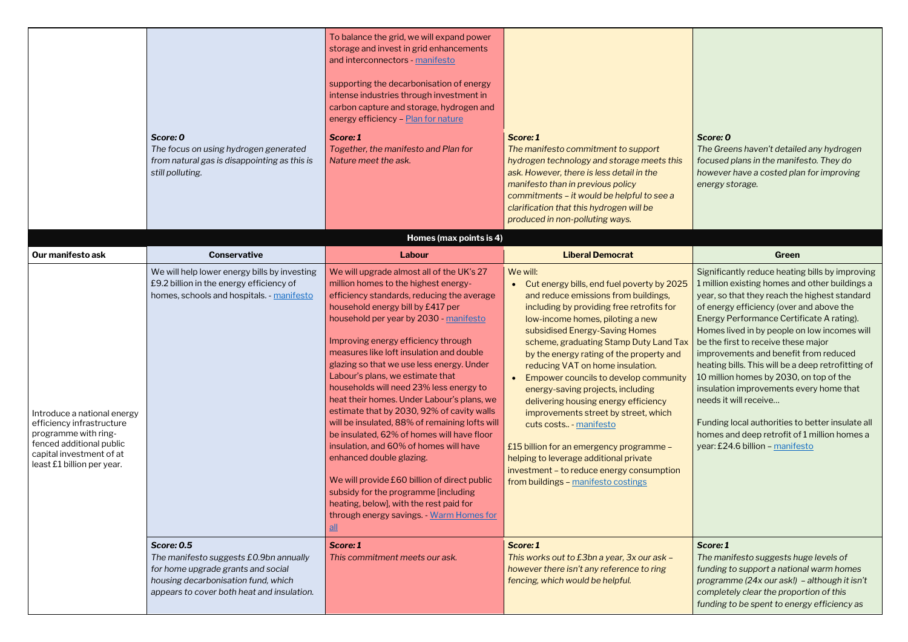| | Conservative | Labour | Liberal Democrat | Green |
|---|---|---|---|---|
| | | To balance the grid, we will expand power storage and invest in grid enhancements and interconnectors - [manifesto]<br><br>supporting the decarbonisation of energy intense industries through investment in carbon capture and storage, hydrogen and energy efficiency – [Plan for nature] | | |
| | ***Score: 0***<br>*The focus on using hydrogen generated from natural gas is disappointing as this is still polluting.* | ***Score: 1***<br>*Together, the manifesto and Plan for Nature meet the ask.* | ***Score: 1***<br>*The manifesto commitment to support hydrogen technology and storage meets this ask. However, there is less detail in the manifesto than in previous policy commitments – it would be helpful to see a clarification that this hydrogen will be produced in non-polluting ways.* | ***Score: 0***<br>*The Greens haven't detailed any hydrogen focused plans in the manifesto. They do however have a costed plan for improving energy storage.* |

**Homes (max points is 4)**

| Our manifesto ask | Conservative | Labour | Liberal Democrat | Green |
|---|---|---|---|---|
| Introduce a national energy efficiency infrastructure programme with ring-fenced additional public capital investment of at least £1 billion per year. | We will help lower energy bills by investing £9.2 billion in the energy efficiency of homes, schools and hospitals. - [manifesto] | We will upgrade almost all of the UK's 27 million homes to the highest energy-efficiency standards, reducing the average household energy bill by £417 per household per year by 2030 - [manifesto]<br><br>Improving energy efficiency through measures like loft insulation and double glazing so that we use less energy. Under Labour's plans, we estimate that households will need 23% less energy to heat their homes. Under Labour's plans, we estimate that by 2030, 92% of cavity walls will be insulated, 88% of remaining lofts will be insulated, 62% of homes will have floor insulation, and 60% of homes will have enhanced double glazing.<br><br>We will provide £60 billion of direct public subsidy for the programme [including heating, below], with the rest paid for through energy savings. - [Warm Homes for all] | We will:<br>• Cut energy bills, end fuel poverty by 2025 and reduce emissions from buildings, including by providing free retrofits for low-income homes, piloting a new subsidised Energy-Saving Homes scheme, graduating Stamp Duty Land Tax by the energy rating of the property and reducing VAT on home insulation.<br>• Empower councils to develop community energy-saving projects, including delivering housing energy efficiency improvements street by street, which cuts costs.. - [manifesto]<br><br>£15 billion for an emergency programme – helping to leverage additional private investment – to reduce energy consumption from buildings – [manifesto costings] | Significantly reduce heating bills by improving 1 million existing homes and other buildings a year, so that they reach the highest standard of energy efficiency (over and above the Energy Performance Certificate A rating). Homes lived in by people on low incomes will be the first to receive these major improvements and benefit from reduced heating bills. This will be a deep retrofitting of 10 million homes by 2030, on top of the insulation improvements every home that needs it will receive…<br><br>Funding local authorities to better insulate all homes and deep retrofit of 1 million homes a year: £24.6 billion – [manifesto] |
| | ***Score: 0.5***<br>*The manifesto suggests £0.9bn annually for home upgrade grants and social housing decarbonisation fund, which appears to cover both heat and insulation.* | ***Score: 1***<br>*This commitment meets our ask.* | ***Score: 1***<br>*This works out to £3bn a year, 3x our ask – however there isn't any reference to ring fencing, which would be helpful.* | ***Score: 1***<br>*The manifesto suggests huge levels of funding to support a national warm homes programme (24x our ask!) – although it isn't completely clear the proportion of this funding to be spent to energy efficiency as* |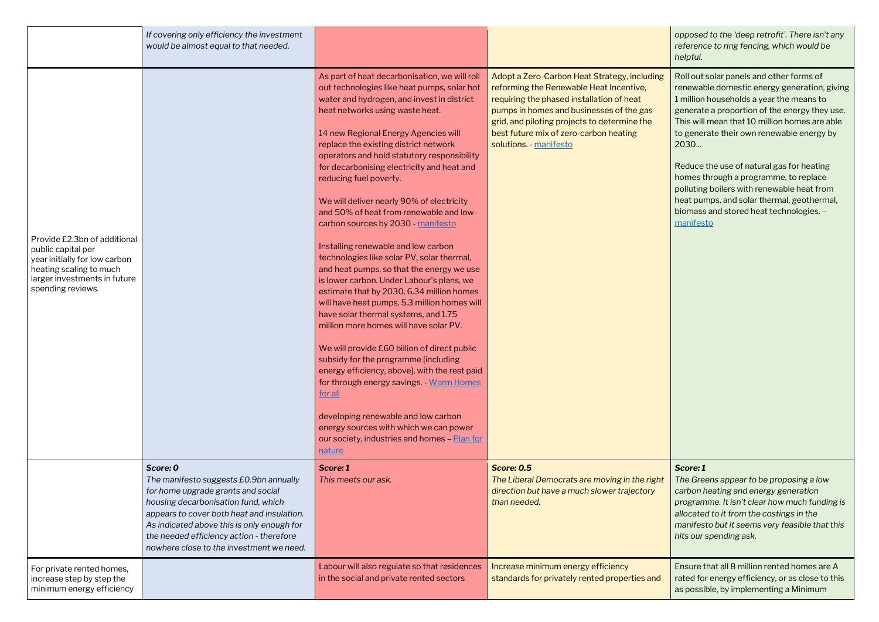| | | | | |
|---|---|---|---|---|
| | *If covering only efficiency the investment would be almost equal to that needed.* | | | *opposed to the 'deep retrofit'. There isn't any reference to ring fencing, which would be helpful.* |
| Provide £2.3bn of additional public capital per year initially for low carbon heating scaling to much larger investments in future spending reviews. | | As part of heat decarbonisation, we will roll out technologies like heat pumps, solar hot water and hydrogen, and invest in district heat networks using waste heat.<br><br>14 new Regional Energy Agencies will replace the existing district network operators and hold statutory responsibility for decarbonising electricity and heat and reducing fuel poverty.<br><br>We will deliver nearly 90% of electricity and 50% of heat from renewable and low-carbon sources by 2030 - [manifesto]()<br><br>Installing renewable and low carbon technologies like solar PV, solar thermal, and heat pumps, so that the energy we use is lower carbon. Under Labour's plans, we estimate that by 2030, 6.34 million homes will have heat pumps, 5.3 million homes will have solar thermal systems, and 1.75 million more homes will have solar PV.<br><br>We will provide £60 billion of direct public subsidy for the programme [including energy efficiency, above], with the rest paid for through energy savings. - [Warm Homes for all]()<br><br>developing renewable and low carbon energy sources with which we can power our society, industries and homes – [Plan for nature]() | Adopt a Zero-Carbon Heat Strategy, including reforming the Renewable Heat Incentive, requiring the phased installation of heat pumps in homes and businesses of the gas grid, and piloting projects to determine the best future mix of zero-carbon heating solutions. - [manifesto]() | Roll out solar panels and other forms of renewable domestic energy generation, giving 1 million households a year the means to generate a proportion of the energy they use. This will mean that 10 million homes are able to generate their own renewable energy by 2030...<br><br>Reduce the use of natural gas for heating homes through a programme, to replace polluting boilers with renewable heat from heat pumps, and solar thermal, geothermal, biomass and stored heat technologies. – [manifesto]() |
| | ***Score: 0***<br>*The manifesto suggests £0.9bn annually for home upgrade grants and social housing decarbonisation fund, which appears to cover both heat and insulation. As indicated above this is only enough for the needed efficiency action - therefore nowhere close to the investment we need.* | ***Score: 1***<br>*This meets our ask.* | ***Score: 0.5***<br>*The Liberal Democrats are moving in the right direction but have a much slower trajectory than needed.* | ***Score: 1***<br>*The Greens appear to be proposing a low carbon heating and energy generation programme. It isn't clear how much funding is allocated to it from the costings in the manifesto but it seems very feasible that this hits our spending ask.* |
| For private rented homes, increase step by step the minimum energy efficiency | | Labour will also regulate so that residences in the social and private rented sectors | Increase minimum energy efficiency standards for privately rented properties and | Ensure that all 8 million rented homes are A rated for energy efficiency, or as close to this as possible, by implementing a Minimum |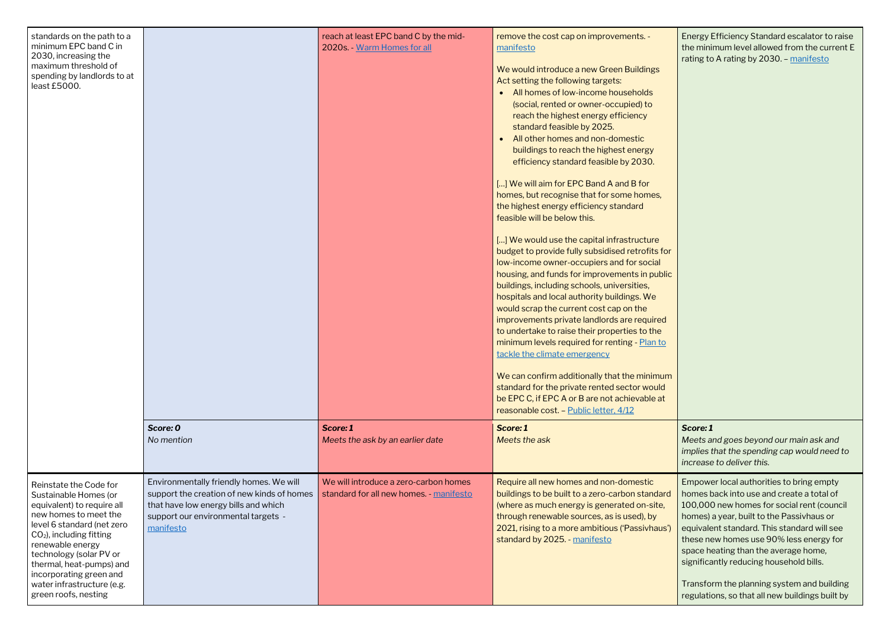| | | | | |
|---|---|---|---|---|
| standards on the path to a minimum EPC band C in 2030, increasing the maximum threshold of spending by landlords to at least £5000. | | reach at least EPC band C by the mid-2020s. - [Warm Homes for all] | remove the cost cap on improvements. - [manifesto]<br><br>We would introduce a new Green Buildings Act setting the following targets:<br>• All homes of low-income households (social, rented or owner-occupied) to reach the highest energy efficiency standard feasible by 2025.<br>• All other homes and non-domestic buildings to reach the highest energy efficiency standard feasible by 2030.<br><br>[…] We will aim for EPC Band A and B for homes, but recognise that for some homes, the highest energy efficiency standard feasible will be below this.<br><br>[…] We would use the capital infrastructure budget to provide fully subsidised retrofits for low-income owner-occupiers and for social housing, and funds for improvements in public buildings, including schools, universities, hospitals and local authority buildings. We would scrap the current cost cap on the improvements private landlords are required to undertake to raise their properties to the minimum levels required for renting - [Plan to tackle the climate emergency]<br><br>We can confirm additionally that the minimum standard for the private rented sector would be EPC C, if EPC A or B are not achievable at reasonable cost. – [Public letter, 4/12] | Energy Efficiency Standard escalator to raise the minimum level allowed from the current E rating to A rating by 2030. – [manifesto] |
| | ***Score: 0***<br>*No mention* | ***Score: 1***<br>*Meets the ask by an earlier date* | ***Score: 1***<br>*Meets the ask* | ***Score: 1***<br>*Meets and goes beyond our main ask and implies that the spending cap would need to increase to deliver this.* |
| Reinstate the Code for Sustainable Homes (or equivalent) to require all new homes to meet the level 6 standard (net zero $CO_2$), including fitting renewable energy technology (solar PV or thermal, heat-pumps) and incorporating green and water infrastructure (e.g. green roofs, nesting | Environmentally friendly homes. We will support the creation of new kinds of homes that have low energy bills and which support our environmental targets - [manifesto] | We will introduce a zero-carbon homes standard for all new homes. - [manifesto] | Require all new homes and non-domestic buildings to be built to a zero-carbon standard (where as much energy is generated on-site, through renewable sources, as is used), by 2021, rising to a more ambitious ('Passivhaus') standard by 2025. - [manifesto] | Empower local authorities to bring empty homes back into use and create a total of 100,000 new homes for social rent (council homes) a year, built to the Passivhaus or equivalent standard. This standard will see these new homes use 90% less energy for space heating than the average home, significantly reducing household bills.<br><br>Transform the planning system and building regulations, so that all new buildings built by |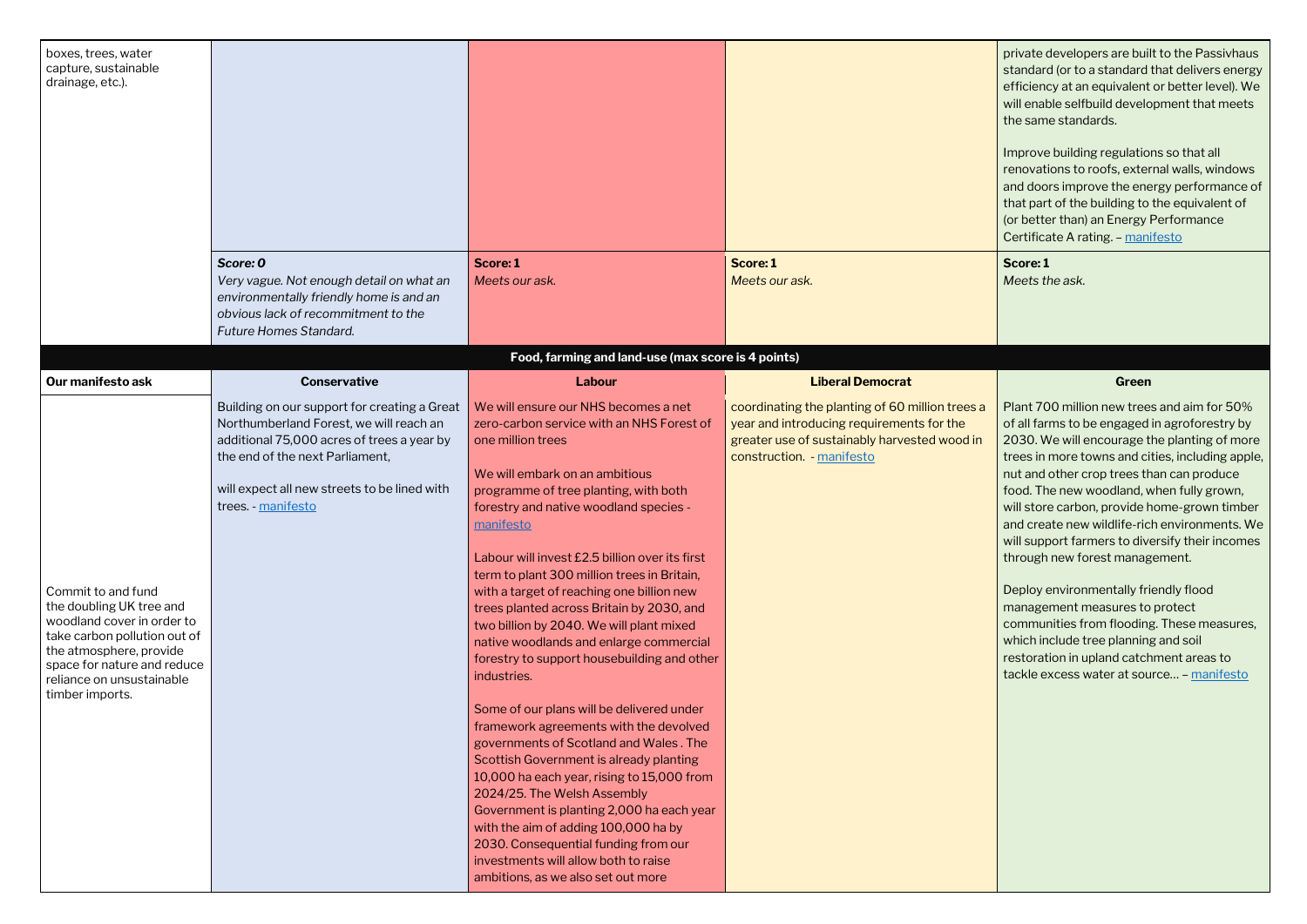| | | | | |
|---|---|---|---|---|
| boxes, trees, water capture, sustainable drainage, etc.). | | | | private developers are built to the Passivhaus standard (or to a standard that delivers energy efficiency at an equivalent or better level). We will enable selfbuild development that meets the same standards.<br><br>Improve building regulations so that all renovations to roofs, external walls, windows and doors improve the energy performance of that part of the building to the equivalent of (or better than) an Energy Performance Certificate A rating. – manifesto |
| | ***Score: 0***<br>*Very vague. Not enough detail on what an environmentally friendly home is and an obvious lack of recommitment to the Future Homes Standard.* | **Score: 1**<br>*Meets our ask.* | **Score: 1**<br>*Meets our ask.* | **Score: 1**<br>*Meets the ask.* |

**Food, farming and land-use (max score is 4 points)**

| Our manifesto ask | Conservative | Labour | Liberal Democrat | Green |
|---|---|---|---|---|
| Commit to and fund the doubling UK tree and woodland cover in order to take carbon pollution out of the atmosphere, provide space for nature and reduce reliance on unsustainable timber imports. | Building on our support for creating a Great Northumberland Forest, we will reach an additional 75,000 acres of trees a year by the end of the next Parliament,<br><br>will expect all new streets to be lined with trees. - manifesto | We will ensure our NHS becomes a net zero-carbon service with an NHS Forest of one million trees<br><br>We will embark on an ambitious programme of tree planting, with both forestry and native woodland species - manifesto<br><br>Labour will invest £2.5 billion over its first term to plant 300 million trees in Britain, with a target of reaching one billion new trees planted across Britain by 2030, and two billion by 2040. We will plant mixed native woodlands and enlarge commercial forestry to support housebuilding and other industries.<br><br>Some of our plans will be delivered under framework agreements with the devolved governments of Scotland and Wales . The Scottish Government is already planting 10,000 ha each year, rising to 15,000 from 2024/25. The Welsh Assembly Government is planting 2,000 ha each year with the aim of adding 100,000 ha by 2030. Consequential funding from our investments will allow both to raise ambitions, as we also set out more | coordinating the planting of 60 million trees a year and introducing requirements for the greater use of sustainably harvested wood in construction. - manifesto | Plant 700 million new trees and aim for 50% of all farms to be engaged in agroforestry by 2030. We will encourage the planting of more trees in more towns and cities, including apple, nut and other crop trees than can produce food. The new woodland, when fully grown, will store carbon, provide home-grown timber and create new wildlife-rich environments. We will support farmers to diversify their incomes through new forest management.<br><br>Deploy environmentally friendly flood management measures to protect communities from flooding. These measures, which include tree planning and soil restoration in upland catchment areas to tackle excess water at source… – manifesto |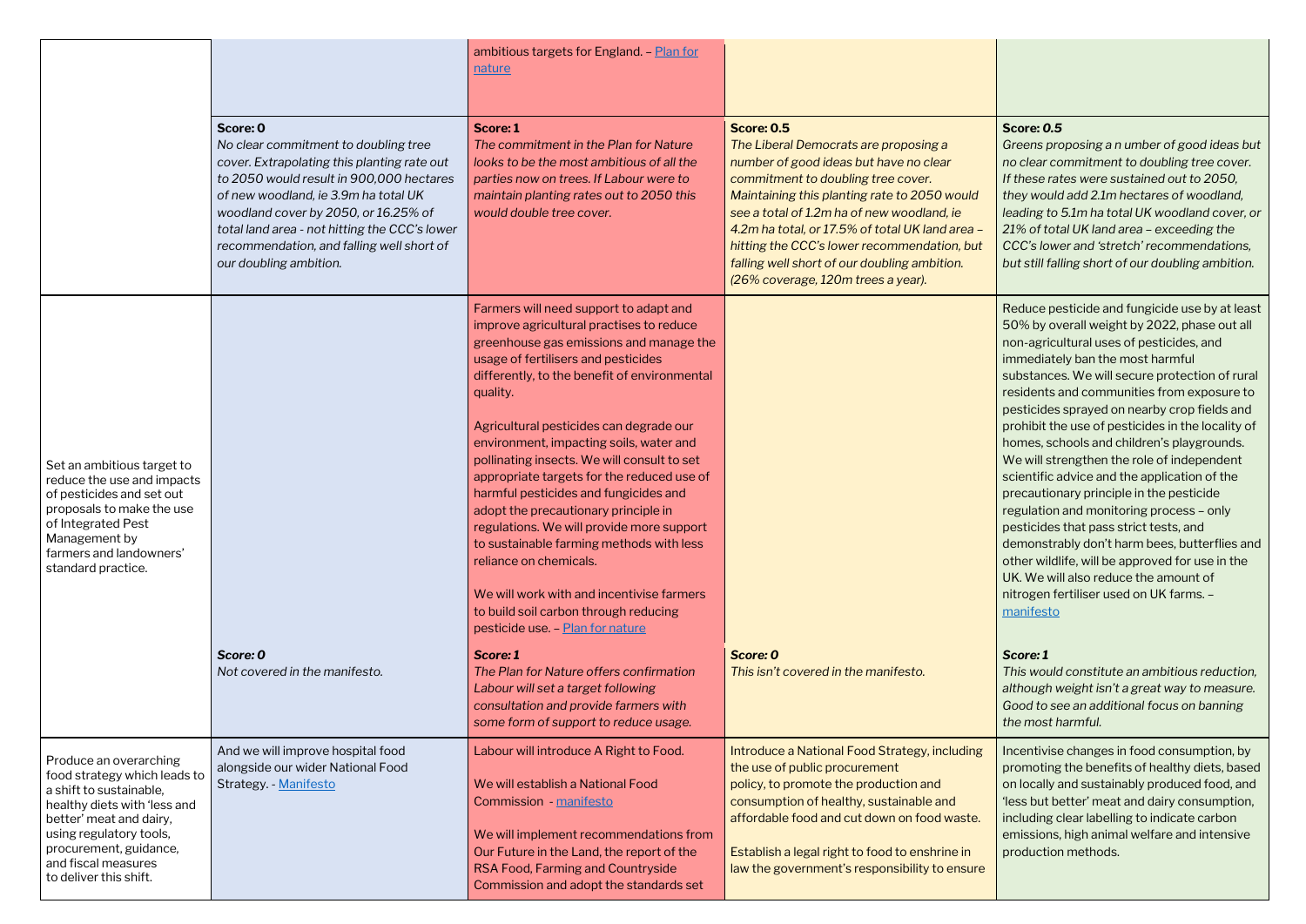| | | | | |
|---|---|---|---|---|
| | | ambitious targets for England. – [Plan for nature]() | | |
| | **Score: 0**<br>*No clear commitment to doubling tree cover. Extrapolating this planting rate out to 2050 would result in 900,000 hectares of new woodland, ie 3.9m ha total UK woodland cover by 2050, or 16.25% of total land area - not hitting the CCC's lower recommendation, and falling well short of our doubling ambition.* | **Score: 1**<br>*The commitment in the Plan for Nature looks to be the most ambitious of all the parties now on trees. If Labour were to maintain planting rates out to 2050 this would double tree cover.* | **Score: 0.5**<br>*The Liberal Democrats are proposing a number of good ideas but have no clear commitment to doubling tree cover. Maintaining this planting rate to 2050 would see a total of 1.2m ha of new woodland, ie 4.2m ha total, or 17.5% of total UK land area – hitting the CCC's lower recommendation, but falling well short of our doubling ambition. (26% coverage, 120m trees a year).* | ***Score: 0.5***<br>*Greens proposing a n umber of good ideas but no clear commitment to doubling tree cover. If these rates were sustained out to 2050, they would add 2.1m hectares of woodland, leading to 5.1m ha total UK woodland cover, or 21% of total UK land area – exceeding the CCC's lower and 'stretch' recommendations, but still falling short of our doubling ambition.* |
| Set an ambitious target to reduce the use and impacts of pesticides and set out proposals to make the use of Integrated Pest Management by farmers and landowners' standard practice. | | Farmers will need support to adapt and improve agricultural practises to reduce greenhouse gas emissions and manage the usage of fertilisers and pesticides differently, to the benefit of environmental quality.<br><br>Agricultural pesticides can degrade our environment, impacting soils, water and pollinating insects. We will consult to set appropriate targets for the reduced use of harmful pesticides and fungicides and adopt the precautionary principle in regulations. We will provide more support to sustainable farming methods with less reliance on chemicals.<br><br>We will work with and incentivise farmers to build soil carbon through reducing pesticide use. – [Plan for nature]() | | Reduce pesticide and fungicide use by at least 50% by overall weight by 2022, phase out all non-agricultural uses of pesticides, and immediately ban the most harmful substances. We will secure protection of rural residents and communities from exposure to pesticides sprayed on nearby crop fields and prohibit the use of pesticides in the locality of homes, schools and children's playgrounds. We will strengthen the role of independent scientific advice and the application of the precautionary principle in the pesticide regulation and monitoring process – only pesticides that pass strict tests, and demonstrably don't harm bees, butterflies and other wildlife, will be approved for use in the UK. We will also reduce the amount of nitrogen fertiliser used on UK farms. – [manifesto]() |
| | ***Score: 0***<br>*Not covered in the manifesto.* | ***Score: 1***<br>*The Plan for Nature offers confirmation Labour will set a target following consultation and provide farmers with some form of support to reduce usage.* | ***Score: 0***<br>*This isn't covered in the manifesto.* | ***Score: 1***<br>*This would constitute an ambitious reduction, although weight isn't a great way to measure. Good to see an additional focus on banning the most harmful.* |
| Produce an overarching food strategy which leads to a shift to sustainable, healthy diets with 'less and better' meat and dairy, using regulatory tools, procurement, guidance, and fiscal measures to deliver this shift. | And we will improve hospital food alongside our wider National Food Strategy. - [Manifesto]() | Labour will introduce A Right to Food.<br><br>We will establish a National Food Commission - [manifesto]()<br><br>We will implement recommendations from Our Future in the Land, the report of the RSA Food, Farming and Countryside Commission and adopt the standards set | Introduce a National Food Strategy, including the use of public procurement policy, to promote the production and consumption of healthy, sustainable and affordable food and cut down on food waste.<br><br>Establish a legal right to food to enshrine in law the government's responsibility to ensure | Incentivise changes in food consumption, by promoting the benefits of healthy diets, based on locally and sustainably produced food, and 'less but better' meat and dairy consumption, including clear labelling to indicate carbon emissions, high animal welfare and intensive production methods. |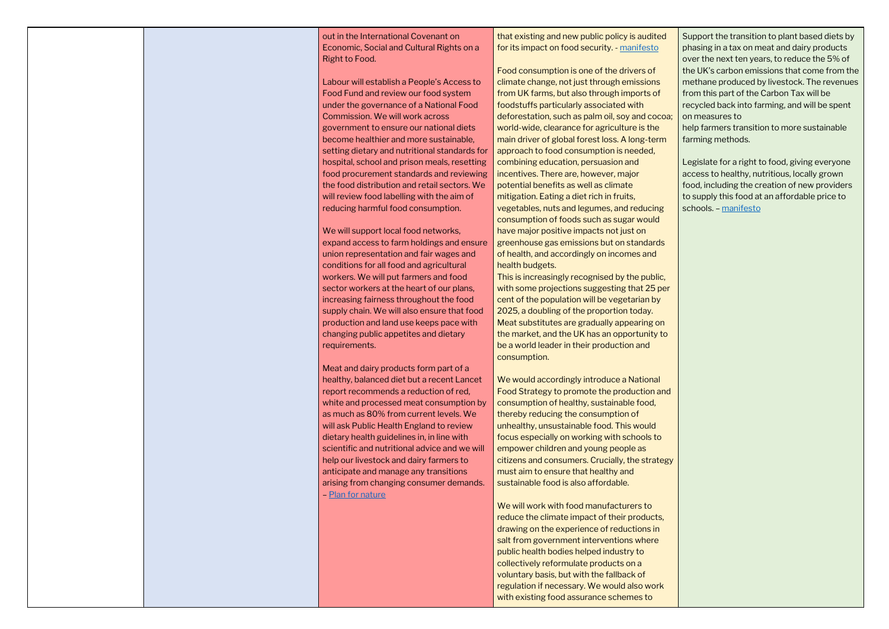|  |  | out in the International Covenant on Economic, Social and Cultural Rights on a Right to Food.<br><br>Labour will establish a People's Access to Food Fund and review our food system under the governance of a National Food Commission. We will work across government to ensure our national diets become healthier and more sustainable, setting dietary and nutritional standards for hospital, school and prison meals, resetting food procurement standards and reviewing the food distribution and retail sectors. We will review food labelling with the aim of reducing harmful food consumption.<br><br>We will support local food networks, expand access to farm holdings and ensure union representation and fair wages and conditions for all food and agricultural workers. We will put farmers and food sector workers at the heart of our plans, increasing fairness throughout the food supply chain. We will also ensure that food production and land use keeps pace with changing public appetites and dietary requirements.<br><br>Meat and dairy products form part of a healthy, balanced diet but a recent Lancet report recommends a reduction of red, white and processed meat consumption by as much as 80% from current levels. We will ask Public Health England to review dietary health guidelines in, in line with scientific and nutritional advice and we will help our livestock and dairy farmers to anticipate and manage any transitions arising from changing consumer demands. – Plan for nature | that existing and new public policy is audited for its impact on food security. - manifesto<br><br>Food consumption is one of the drivers of climate change, not just through emissions from UK farms, but also through imports of foodstuffs particularly associated with deforestation, such as palm oil, soy and cocoa; world-wide, clearance for agriculture is the main driver of global forest loss. A long-term approach to food consumption is needed, combining education, persuasion and incentives. There are, however, major potential benefits as well as climate mitigation. Eating a diet rich in fruits, vegetables, nuts and legumes, and reducing consumption of foods such as sugar would have major positive impacts not just on greenhouse gas emissions but on standards of health, and accordingly on incomes and health budgets.<br>This is increasingly recognised by the public, with some projections suggesting that 25 per cent of the population will be vegetarian by 2025, a doubling of the proportion today. Meat substitutes are gradually appearing on the market, and the UK has an opportunity to be a world leader in their production and consumption.<br><br>We would accordingly introduce a National Food Strategy to promote the production and consumption of healthy, sustainable food, thereby reducing the consumption of unhealthy, unsustainable food. This would focus especially on working with schools to empower children and young people as citizens and consumers. Crucially, the strategy must aim to ensure that healthy and sustainable food is also affordable.<br><br>We will work with food manufacturers to reduce the climate impact of their products, drawing on the experience of reductions in salt from government interventions where public health bodies helped industry to collectively reformulate products on a voluntary basis, but with the fallback of regulation if necessary. We would also work with existing food assurance schemes to | Support the transition to plant based diets by phasing in a tax on meat and dairy products over the next ten years, to reduce the 5% of the UK's carbon emissions that come from the methane produced by livestock. The revenues from this part of the Carbon Tax will be recycled back into farming, and will be spent on measures to<br>help farmers transition to more sustainable farming methods.<br><br>Legislate for a right to food, giving everyone access to healthy, nutritious, locally grown food, including the creation of new providers to supply this food at an affordable price to schools. – manifesto |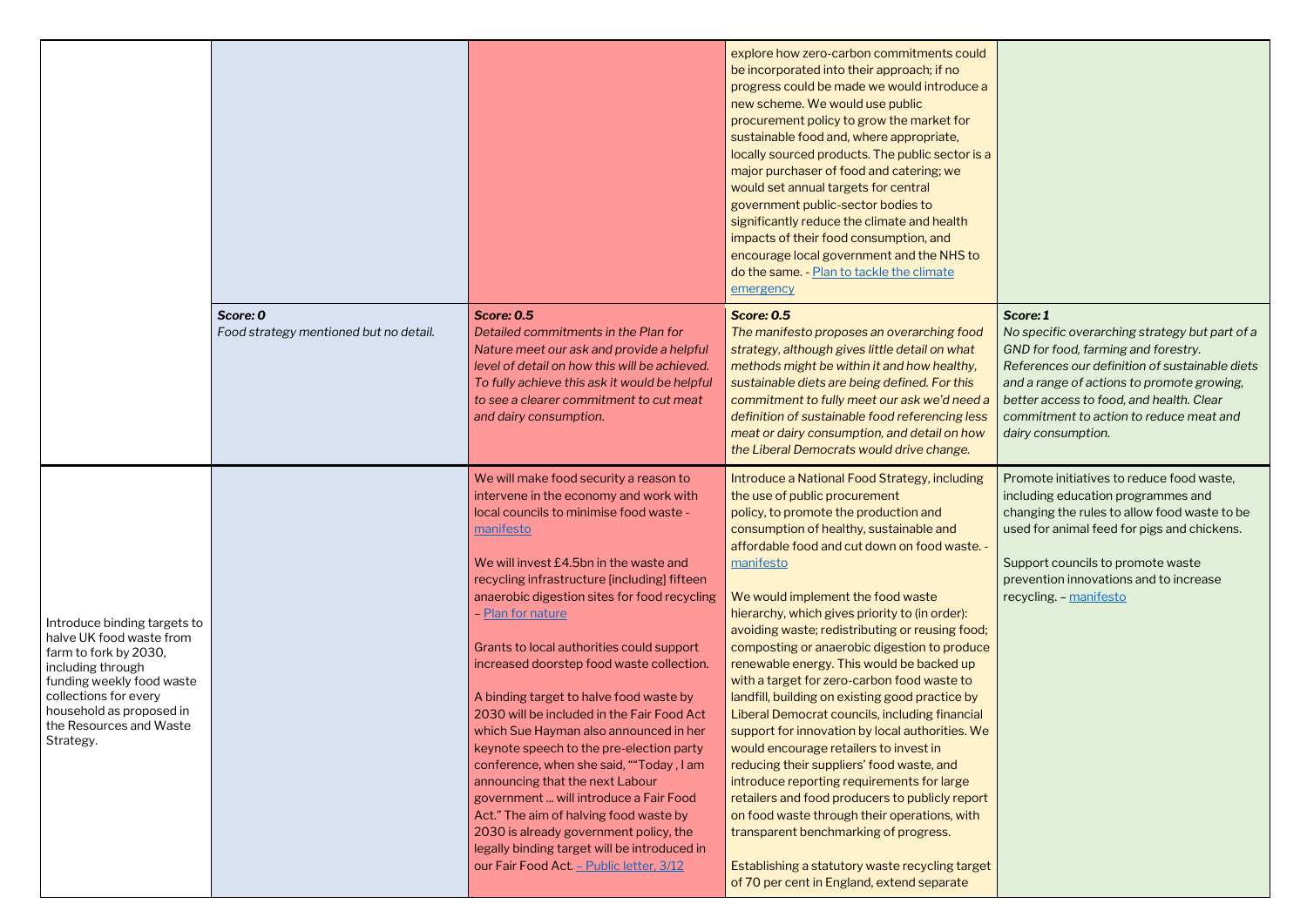| | | | | |
|---|---|---|---|---|
| | | | explore how zero-carbon commitments could be incorporated into their approach; if no progress could be made we would introduce a new scheme. We would use public procurement policy to grow the market for sustainable food and, where appropriate, locally sourced products. The public sector is a major purchaser of food and catering; we would set annual targets for central government public-sector bodies to significantly reduce the climate and health impacts of their food consumption, and encourage local government and the NHS to do the same. - Plan to tackle the climate emergency | |
| | ***Score: 0***<br>*Food strategy mentioned but no detail.* | ***Score: 0.5***<br>*Detailed commitments in the Plan for Nature meet our ask and provide a helpful level of detail on how this will be achieved. To fully achieve this ask it would be helpful to see a clearer commitment to cut meat and dairy consumption.* | ***Score: 0.5***<br>*The manifesto proposes an overarching food strategy, although gives little detail on what methods might be within it and how healthy, sustainable diets are being defined. For this commitment to fully meet our ask we'd need a definition of sustainable food referencing less meat or dairy consumption, and detail on how the Liberal Democrats would drive change.* | ***Score: 1***<br>*No specific overarching strategy but part of a GND for food, farming and forestry. References our definition of sustainable diets and a range of actions to promote growing, better access to food, and health. Clear commitment to action to reduce meat and dairy consumption.* |
| Introduce binding targets to halve UK food waste from farm to fork by 2030, including through funding weekly food waste collections for every household as proposed in the Resources and Waste Strategy. | | We will make food security a reason to intervene in the economy and work with local councils to minimise food waste - manifesto<br><br>We will invest £4.5bn in the waste and recycling infrastructure [including] fifteen anaerobic digestion sites for food recycling – Plan for nature<br><br>Grants to local authorities could support increased doorstep food waste collection.<br><br>A binding target to halve food waste by 2030 will be included in the Fair Food Act which Sue Hayman also announced in her keynote speech to the pre-election party conference, when she said, ""Today , I am announcing that the next Labour government ... will introduce a Fair Food Act." The aim of halving food waste by 2030 is already government policy, the legally binding target will be introduced in our Fair Food Act. – Public letter, 3/12 | Introduce a National Food Strategy, including the use of public procurement policy, to promote the production and consumption of healthy, sustainable and affordable food and cut down on food waste. - manifesto<br><br>We would implement the food waste hierarchy, which gives priority to (in order): avoiding waste; redistributing or reusing food; composting or anaerobic digestion to produce renewable energy. This would be backed up with a target for zero-carbon food waste to landfill, building on existing good practice by Liberal Democrat councils, including financial support for innovation by local authorities. We would encourage retailers to invest in reducing their suppliers' food waste, and introduce reporting requirements for large retailers and food producers to publicly report on food waste through their operations, with transparent benchmarking of progress.<br><br>Establishing a statutory waste recycling target of 70 per cent in England, extend separate | Promote initiatives to reduce food waste, including education programmes and changing the rules to allow food waste to be used for animal feed for pigs and chickens.<br><br>Support councils to promote waste prevention innovations and to increase recycling. – manifesto |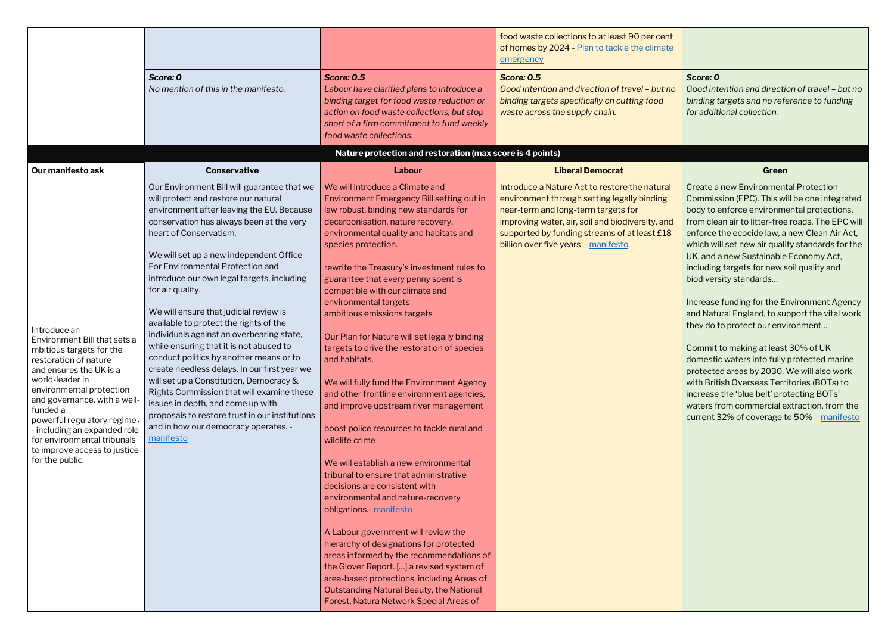| | | | | |
|---|---|---|---|---|
| | | | food waste collections to at least 90 per cent of homes by 2024 - Plan to tackle the climate emergency | |
| | *Score: 0* *No mention of this in the manifesto.* | *Score: 0.5* *Labour have clarified plans to introduce a binding target for food waste reduction or action on food waste collections, but stop short of a firm commitment to fund weekly food waste collections.* | *Score: 0.5* *Good intention and direction of travel – but no binding targets specifically on cutting food waste across the supply chain.* | *Score: 0* *Good intention and direction of travel – but no binding targets and no reference to funding for additional collection.* |
| **Nature protection and restoration (max score is 4 points)** | | | | |
| **Our manifesto ask** | **Conservative** | **Labour** | **Liberal Democrat** | **Green** |
| Introduce an Environment Bill that sets a mbitious targets for the restoration of nature and ensures the UK is a world-leader in environmental protection and governance, with a well-funded a powerful regulatory regime - - including an expanded role for environmental tribunals to improve access to justice for the public. | Our Environment Bill will guarantee that we will protect and restore our natural environment after leaving the EU. Because conservation has always been at the very heart of Conservatism.<br><br>We will set up a new independent Office For Environmental Protection and introduce our own legal targets, including for air quality.<br><br>We will ensure that judicial review is available to protect the rights of the individuals against an overbearing state, while ensuring that it is not abused to conduct politics by another means or to create needless delays. In our first year we will set up a Constitution, Democracy & Rights Commission that will examine these issues in depth, and come up with proposals to restore trust in our institutions and in how our democracy operates. - manifesto | We will introduce a Climate and Environment Emergency Bill setting out in law robust, binding new standards for decarbonisation, nature recovery, environmental quality and habitats and species protection.<br><br>rewrite the Treasury's investment rules to guarantee that every penny spent is compatible with our climate and environmental targets ambitious emissions targets<br><br>Our Plan for Nature will set legally binding targets to drive the restoration of species and habitats.<br><br>We will fully fund the Environment Agency and other frontline environment agencies, and improve upstream river management<br><br>boost police resources to tackle rural and wildlife crime<br><br>We will establish a new environmental tribunal to ensure that administrative decisions are consistent with environmental and nature-recovery obligations.- manifesto<br><br>A Labour government will review the hierarchy of designations for protected areas informed by the recommendations of the Glover Report. [...] a revised system of area-based protections, including Areas of Outstanding Natural Beauty, the National Forest, Natura Network Special Areas of | Introduce a Nature Act to restore the natural environment through setting legally binding near-term and long-term targets for improving water, air, soil and biodiversity, and supported by funding streams of at least £18 billion over five years - manifesto | Create a new Environmental Protection Commission (EPC). This will be one integrated body to enforce environmental protections, from clean air to litter-free roads. The EPC will enforce the ecocide law, a new Clean Air Act, which will set new air quality standards for the UK, and a new Sustainable Economy Act, including targets for new soil quality and biodiversity standards…<br><br>Increase funding for the Environment Agency and Natural England, to support the vital work they do to protect our environment…<br><br>Commit to making at least 30% of UK domestic waters into fully protected marine protected areas by 2030. We will also work with British Overseas Territories (BOTs) to increase the 'blue belt' protecting BOTs' waters from commercial extraction, from the current 32% of coverage to 50% – manifesto |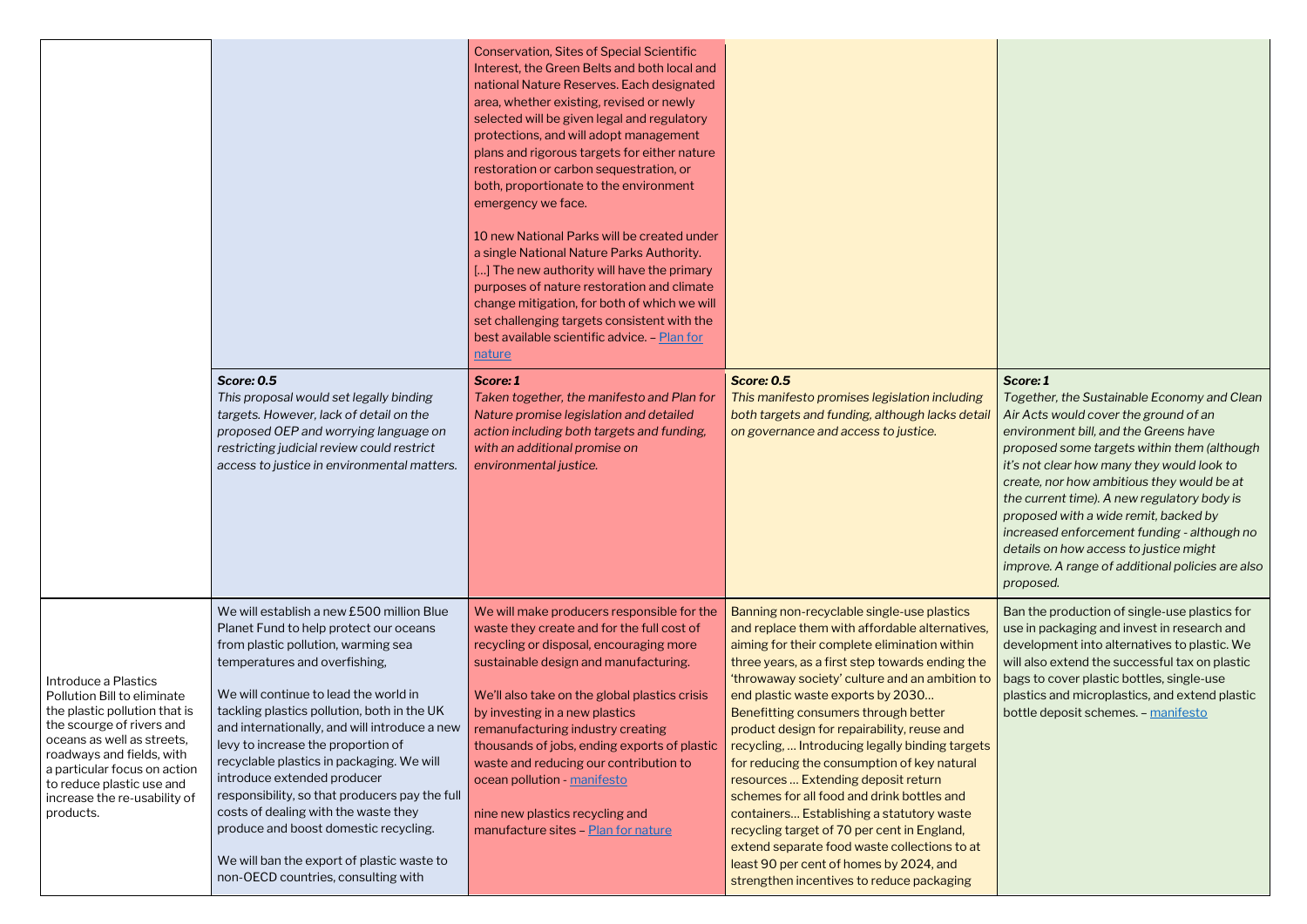| | | | | |
|---|---|---|---|---|
| | | Conservation, Sites of Special Scientific Interest, the Green Belts and both local and national Nature Reserves. Each designated area, whether existing, revised or newly selected will be given legal and regulatory protections, and will adopt management plans and rigorous targets for either nature restoration or carbon sequestration, or both, proportionate to the environment emergency we face.<br><br>10 new National Parks will be created under a single National Nature Parks Authority. […] The new authority will have the primary purposes of nature restoration and climate change mitigation, for both of which we will set challenging targets consistent with the best available scientific advice. – [Plan for nature] | | |
| | ***Score: 0.5***<br>*This proposal would set legally binding targets. However, lack of detail on the proposed OEP and worrying language on restricting judicial review could restrict access to justice in environmental matters.* | ***Score: 1***<br>*Taken together, the manifesto and Plan for Nature promise legislation and detailed action including both targets and funding, with an additional promise on environmental justice.* | ***Score: 0.5***<br>*This manifesto promises legislation including both targets and funding, although lacks detail on governance and access to justice.* | ***Score: 1***<br>*Together, the Sustainable Economy and Clean Air Acts would cover the ground of an environment bill, and the Greens have proposed some targets within them (although it's not clear how many they would look to create, nor how ambitious they would be at the current time). A new regulatory body is proposed with a wide remit, backed by increased enforcement funding - although no details on how access to justice might improve. A range of additional policies are also proposed.* |
| Introduce a Plastics Pollution Bill to eliminate the plastic pollution that is the scourge of rivers and oceans as well as streets, roadways and fields, with a particular focus on action to reduce plastic use and increase the re-usability of products. | We will establish a new £500 million Blue Planet Fund to help protect our oceans from plastic pollution, warming sea temperatures and overfishing,<br><br>We will continue to lead the world in tackling plastics pollution, both in the UK and internationally, and will introduce a new levy to increase the proportion of recyclable plastics in packaging. We will introduce extended producer responsibility, so that producers pay the full costs of dealing with the waste they produce and boost domestic recycling.<br><br>We will ban the export of plastic waste to non-OECD countries, consulting with | We will make producers responsible for the waste they create and for the full cost of recycling or disposal, encouraging more sustainable design and manufacturing.<br><br>We'll also take on the global plastics crisis by investing in a new plastics remanufacturing industry creating thousands of jobs, ending exports of plastic waste and reducing our contribution to ocean pollution - [manifesto]<br><br>nine new plastics recycling and manufacture sites – [Plan for nature] | Banning non-recyclable single-use plastics and replace them with affordable alternatives, aiming for their complete elimination within three years, as a first step towards ending the 'throwaway society' culture and an ambition to end plastic waste exports by 2030… Benefitting consumers through better product design for repairability, reuse and recycling, … Introducing legally binding targets for reducing the consumption of key natural resources … Extending deposit return schemes for all food and drink bottles and containers… Establishing a statutory waste recycling target of 70 per cent in England, extend separate food waste collections to at least 90 per cent of homes by 2024, and strengthen incentives to reduce packaging | Ban the production of single-use plastics for use in packaging and invest in research and development into alternatives to plastic. We will also extend the successful tax on plastic bags to cover plastic bottles, single-use plastics and microplastics, and extend plastic bottle deposit schemes. – [manifesto] |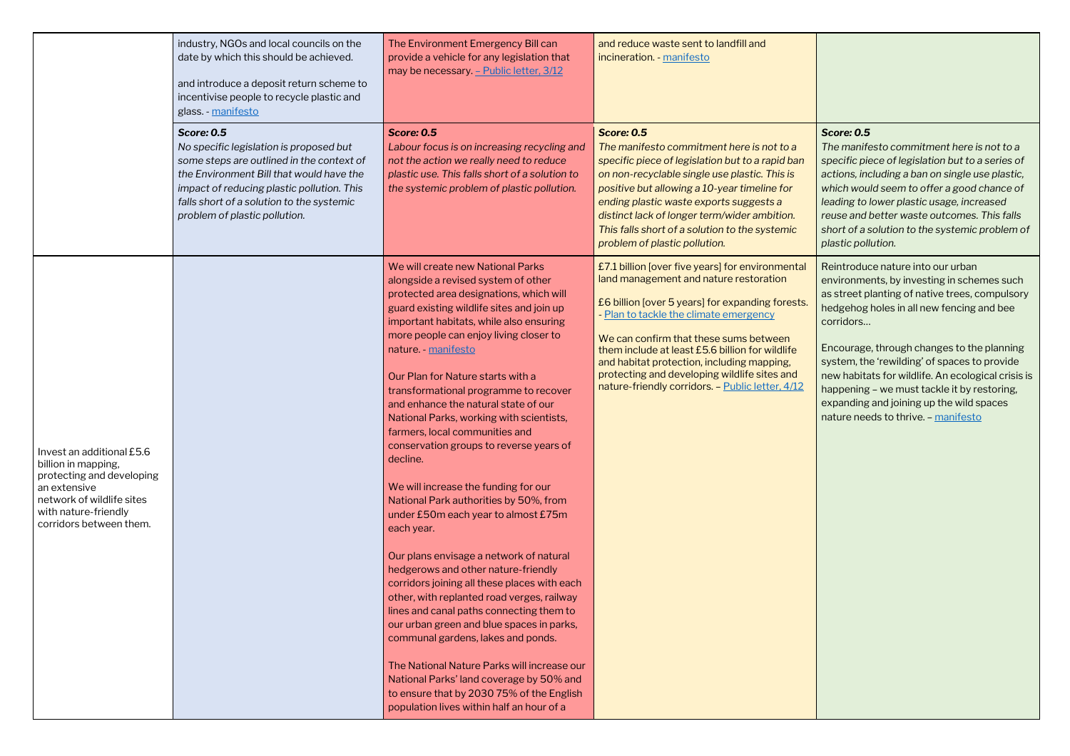| | | | | |
|---|---|---|---|---|
| | industry, NGOs and local councils on the date by which this should be achieved.<br><br>and introduce a deposit return scheme to incentivise people to recycle plastic and glass. - manifesto | The Environment Emergency Bill can provide a vehicle for any legislation that may be necessary. – Public letter, 3/12 | and reduce waste sent to landfill and incineration. - manifesto | |
| | ***Score: 0.5***<br>*No specific legislation is proposed but some steps are outlined in the context of the Environment Bill that would have the impact of reducing plastic pollution. This falls short of a solution to the systemic problem of plastic pollution.* | ***Score: 0.5***<br>*Labour focus is on increasing recycling and not the action we really need to reduce plastic use. This falls short of a solution to the systemic problem of plastic pollution.* | ***Score: 0.5***<br>*The manifesto commitment here is not to a specific piece of legislation but to a rapid ban on non-recyclable single use plastic. This is positive but allowing a 10-year timeline for ending plastic waste exports suggests a distinct lack of longer term/wider ambition. This falls short of a solution to the systemic problem of plastic pollution.* | ***Score: 0.5***<br>*The manifesto commitment here is not to a specific piece of legislation but to a series of actions, including a ban on single use plastic, which would seem to offer a good chance of leading to lower plastic usage, increased reuse and better waste outcomes. This falls short of a solution to the systemic problem of plastic pollution.* |
| Invest an additional £5.6 billion in mapping, protecting and developing an extensive network of wildlife sites with nature-friendly corridors between them. | | We will create new National Parks alongside a revised system of other protected area designations, which will guard existing wildlife sites and join up important habitats, while also ensuring more people can enjoy living closer to nature. - manifesto<br><br>Our Plan for Nature starts with a transformational programme to recover and enhance the natural state of our National Parks, working with scientists, farmers, local communities and conservation groups to reverse years of decline.<br><br>We will increase the funding for our National Park authorities by 50%, from under £50m each year to almost £75m each year.<br><br>Our plans envisage a network of natural hedgerows and other nature-friendly corridors joining all these places with each other, with replanted road verges, railway lines and canal paths connecting them to our urban green and blue spaces in parks, communal gardens, lakes and ponds.<br><br>The National Nature Parks will increase our National Parks' land coverage by 50% and to ensure that by 2030 75% of the English population lives within half an hour of a | £7.1 billion [over five years] for environmental land management and nature restoration<br><br>£6 billion [over 5 years] for expanding forests. - Plan to tackle the climate emergency<br><br>We can confirm that these sums between them include at least £5.6 billion for wildlife and habitat protection, including mapping, protecting and developing wildlife sites and nature-friendly corridors. – Public letter, 4/12 | Reintroduce nature into our urban environments, by investing in schemes such as street planting of native trees, compulsory hedgehog holes in all new fencing and bee corridors…<br><br>Encourage, through changes to the planning system, the 'rewilding' of spaces to provide new habitats for wildlife. An ecological crisis is happening – we must tackle it by restoring, expanding and joining up the wild spaces nature needs to thrive. – manifesto |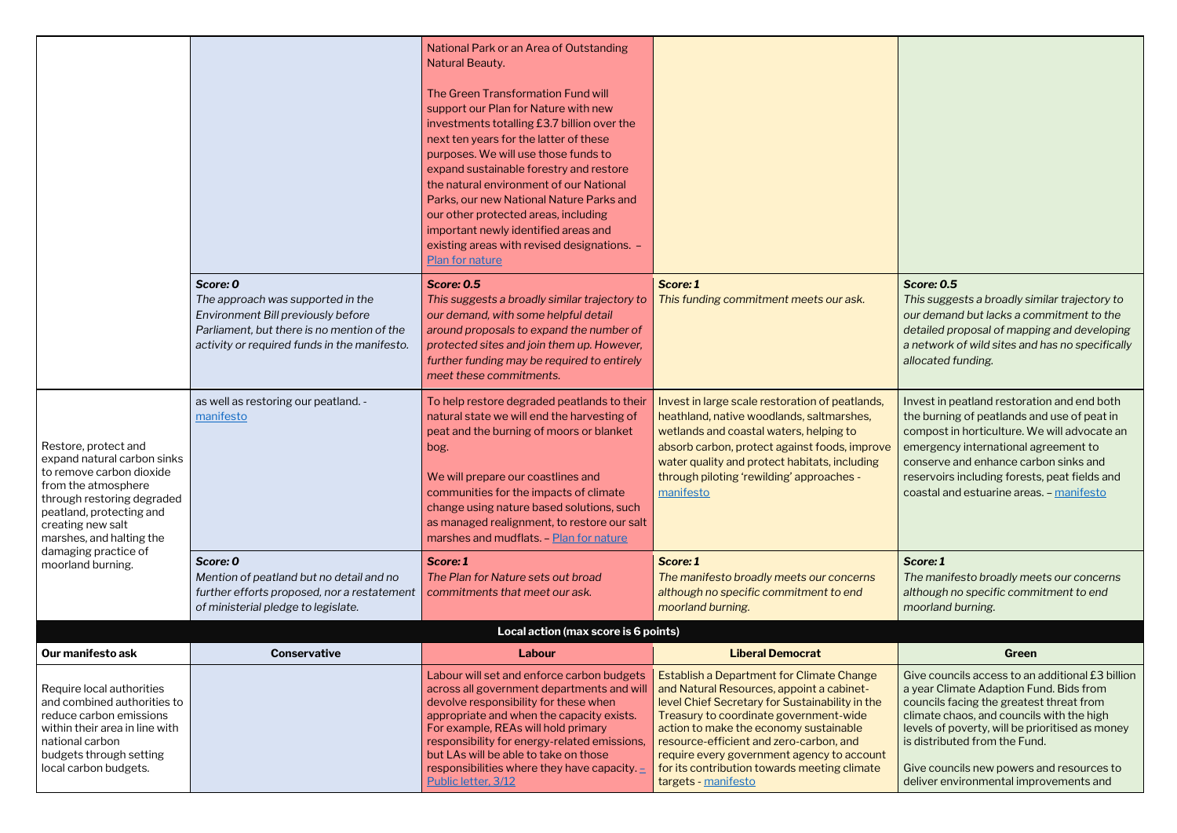| | | | | |
|---|---|---|---|---|
| | | National Park or an Area of Outstanding Natural Beauty.<br><br>The Green Transformation Fund will support our Plan for Nature with new investments totalling £3.7 billion over the next ten years for the latter of these purposes. We will use those funds to expand sustainable forestry and restore the natural environment of our National Parks, our new National Nature Parks and our other protected areas, including important newly identified areas and existing areas with revised designations. – Plan for nature | | |
| | ***Score: 0***<br>*The approach was supported in the Environment Bill previously before Parliament, but there is no mention of the activity or required funds in the manifesto.* | ***Score: 0.5***<br>*This suggests a broadly similar trajectory to our demand, with some helpful detail around proposals to expand the number of protected sites and join them up. However, further funding may be required to entirely meet these commitments.* | ***Score: 1***<br>*This funding commitment meets our ask.* | ***Score: 0.5***<br>*This suggests a broadly similar trajectory to our demand but lacks a commitment to the detailed proposal of mapping and developing a network of wild sites and has no specifically allocated funding.* |
| Restore, protect and expand natural carbon sinks to remove carbon dioxide from the atmosphere through restoring degraded peatland, protecting and creating new salt marshes, and halting the damaging practice of moorland burning. | as well as restoring our peatland. - manifesto | To help restore degraded peatlands to their natural state we will end the harvesting of peat and the burning of moors or blanket bog.<br><br>We will prepare our coastlines and communities for the impacts of climate change using nature based solutions, such as managed realignment, to restore our salt marshes and mudflats. – Plan for nature | Invest in large scale restoration of peatlands, heathland, native woodlands, saltmarshes, wetlands and coastal waters, helping to absorb carbon, protect against foods, improve water quality and protect habitats, including through piloting 'rewilding' approaches - manifesto | Invest in peatland restoration and end both the burning of peatlands and use of peat in compost in horticulture. We will advocate an emergency international agreement to conserve and enhance carbon sinks and reservoirs including forests, peat fields and coastal and estuarine areas. – manifesto |
| | ***Score: 0***<br>*Mention of peatland but no detail and no further efforts proposed, nor a restatement of ministerial pledge to legislate.* | ***Score: 1***<br>*The Plan for Nature sets out broad commitments that meet our ask.* | ***Score: 1***<br>*The manifesto broadly meets our concerns although no specific commitment to end moorland burning.* | ***Score: 1***<br>*The manifesto broadly meets our concerns although no specific commitment to end moorland burning.* |
| **Local action (max score is 6 points)** | | | | |
| **Our manifesto ask** | **Conservative** | **Labour** | **Liberal Democrat** | **Green** |
| Require local authorities and combined authorities to reduce carbon emissions within their area in line with national carbon budgets through setting local carbon budgets. | | Labour will set and enforce carbon budgets across all government departments and will devolve responsibility for these when appropriate and when the capacity exists. For example, REAs will hold primary responsibility for energy-related emissions, but LAs will be able to take on those responsibilities where they have capacity. – Public letter, 3/12 | Establish a Department for Climate Change and Natural Resources, appoint a cabinet-level Chief Secretary for Sustainability in the Treasury to coordinate government-wide action to make the economy sustainable resource-efficient and zero-carbon, and require every government agency to account for its contribution towards meeting climate targets - manifesto | Give councils access to an additional £3 billion a year Climate Adaption Fund. Bids from councils facing the greatest threat from climate chaos, and councils with the high levels of poverty, will be prioritised as money is distributed from the Fund.<br><br>Give councils new powers and resources to deliver environmental improvements and |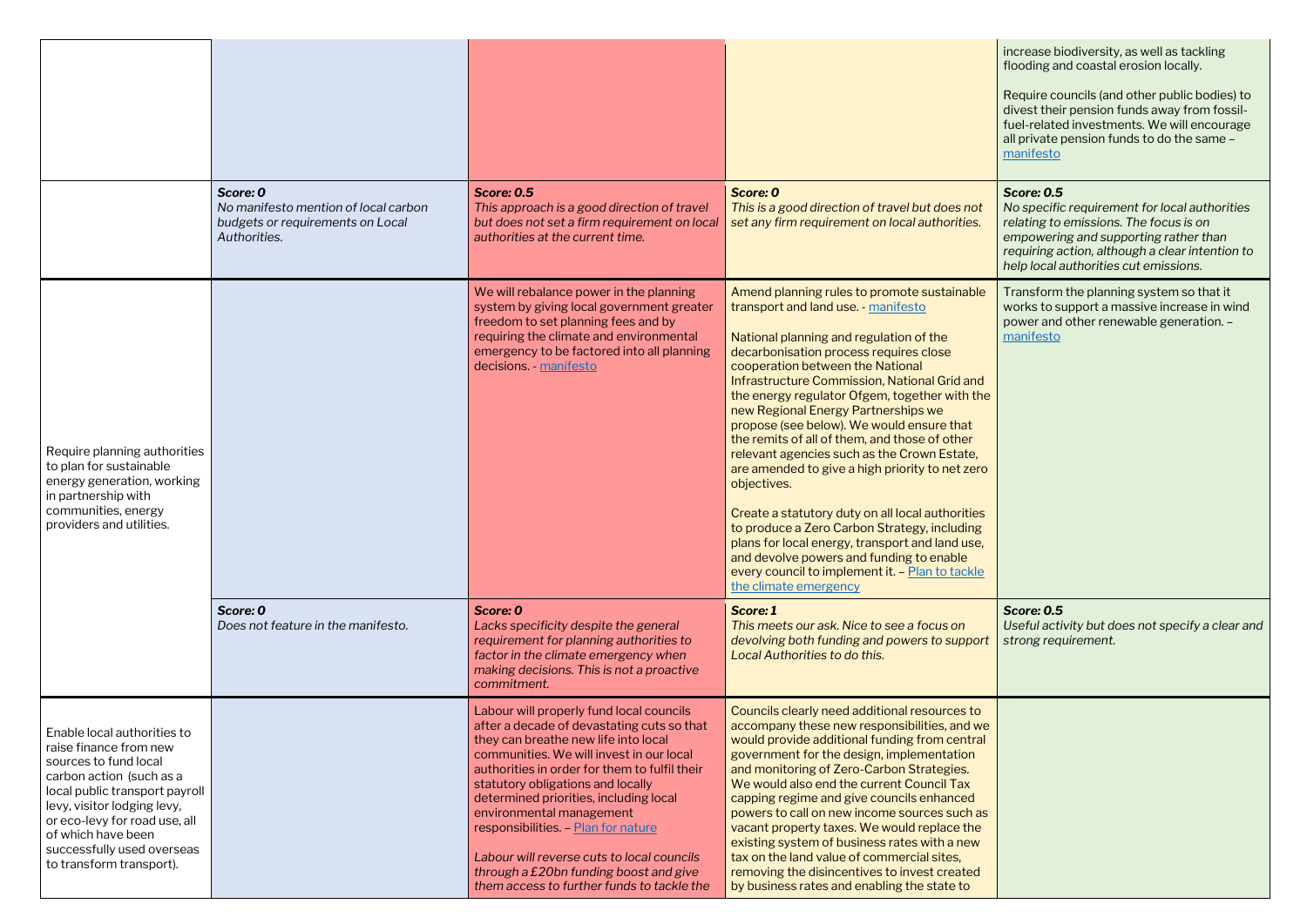| | | | | |
|---|---|---|---|---|
| | | | | increase biodiversity, as well as tackling flooding and coastal erosion locally.<br><br>Require councils (and other public bodies) to divest their pension funds away from fossil-fuel-related investments. We will encourage all private pension funds to do the same – manifesto |
| | ***Score: 0***<br>*No manifesto mention of local carbon budgets or requirements on Local Authorities.* | ***Score: 0.5***<br>*This approach is a good direction of travel but does not set a firm requirement on local authorities at the current time.* | ***Score: 0***<br>*This is a good direction of travel but does not set any firm requirement on local authorities.* | ***Score: 0.5***<br>*No specific requirement for local authorities relating to emissions. The focus is on empowering and supporting rather than requiring action, although a clear intention to help local authorities cut emissions.* |
| Require planning authorities to plan for sustainable energy generation, working in partnership with communities, energy providers and utilities. | | We will rebalance power in the planning system by giving local government greater freedom to set planning fees and by requiring the climate and environmental emergency to be factored into all planning decisions. - manifesto | Amend planning rules to promote sustainable transport and land use. - manifesto<br><br>National planning and regulation of the decarbonisation process requires close cooperation between the National Infrastructure Commission, National Grid and the energy regulator Ofgem, together with the new Regional Energy Partnerships we propose (see below). We would ensure that the remits of all of them, and those of other relevant agencies such as the Crown Estate, are amended to give a high priority to net zero objectives.<br><br>Create a statutory duty on all local authorities to produce a Zero Carbon Strategy, including plans for local energy, transport and land use, and devolve powers and funding to enable every council to implement it. – Plan to tackle the climate emergency | Transform the planning system so that it works to support a massive increase in wind power and other renewable generation. – manifesto |
| | ***Score: 0***<br>*Does not feature in the manifesto.* | ***Score: 0***<br>*Lacks specificity despite the general requirement for planning authorities to factor in the climate emergency when making decisions. This is not a proactive commitment.* | ***Score: 1***<br>*This meets our ask. Nice to see a focus on devolving both funding and powers to support Local Authorities to do this.* | ***Score: 0.5***<br>*Useful activity but does not specify a clear and strong requirement.* |
| Enable local authorities to raise finance from new sources to fund local carbon action (such as a local public transport payroll levy, visitor lodging levy, or eco-levy for road use, all of which have been successfully used overseas to transform transport). | | Labour will properly fund local councils after a decade of devastating cuts so that they can breathe new life into local communities. We will invest in our local authorities in order for them to fulfil their statutory obligations and locally determined priorities, including local environmental management responsibilities. – Plan for nature<br><br>*Labour will reverse cuts to local councils through a £20bn funding boost and give them access to further funds to tackle the* | Councils clearly need additional resources to accompany these new responsibilities, and we would provide additional funding from central government for the design, implementation and monitoring of Zero-Carbon Strategies. We would also end the current Council Tax capping regime and give councils enhanced powers to call on new income sources such as vacant property taxes. We would replace the existing system of business rates with a new tax on the land value of commercial sites, removing the disincentives to invest created by business rates and enabling the state to | |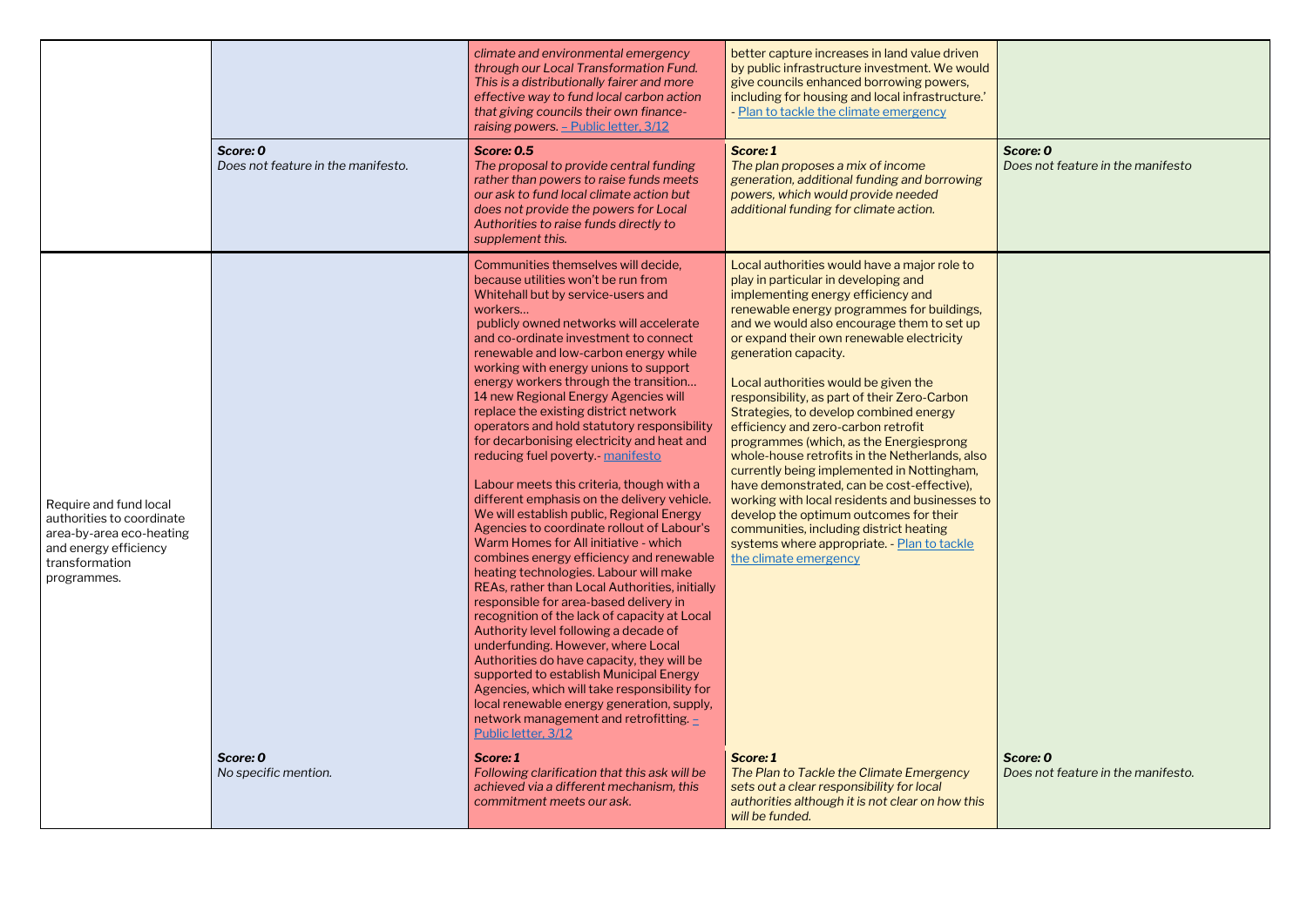| | | | | |
|---|---|---|---|---|
| | | *climate and environmental emergency through our Local Transformation Fund. This is a distributionally fairer and more effective way to fund local carbon action that giving councils their own finance-raising powers.* [– Public letter, 3/12](#) | better capture increases in land value driven by public infrastructure investment. We would give councils enhanced borrowing powers, including for housing and local infrastructure.' - [Plan to tackle the climate emergency](#) | |
| | ***Score: 0***<br>*Does not feature in the manifesto.* | ***Score: 0.5***<br>*The proposal to provide central funding rather than powers to raise funds meets our ask to fund local climate action but does not provide the powers for Local Authorities to raise funds directly to supplement this.* | ***Score: 1***<br>*The plan proposes a mix of income generation, additional funding and borrowing powers, which would provide needed additional funding for climate action.* | ***Score: 0***<br>*Does not feature in the manifesto* |
| Require and fund local authorities to coordinate area-by-area eco-heating and energy efficiency transformation programmes. | | Communities themselves will decide, because utilities won't be run from Whitehall but by service-users and workers…<br>publicly owned networks will accelerate and co-ordinate investment to connect renewable and low-carbon energy while working with energy unions to support energy workers through the transition…<br>14 new Regional Energy Agencies will replace the existing district network operators and hold statutory responsibility for decarbonising electricity and heat and reducing fuel poverty.- [manifesto](#)<br><br>Labour meets this criteria, though with a different emphasis on the delivery vehicle. We will establish public, Regional Energy Agencies to coordinate rollout of Labour's Warm Homes for All initiative - which combines energy efficiency and renewable heating technologies. Labour will make REAs, rather than Local Authorities, initially responsible for area-based delivery in recognition of the lack of capacity at Local Authority level following a decade of underfunding. However, where Local Authorities do have capacity, they will be supported to establish Municipal Energy Agencies, which will take responsibility for local renewable energy generation, supply, network management and retrofitting. [– Public letter, 3/12](#) | Local authorities would have a major role to play in particular in developing and implementing energy efficiency and renewable energy programmes for buildings, and we would also encourage them to set up or expand their own renewable electricity generation capacity.<br><br>Local authorities would be given the responsibility, as part of their Zero-Carbon Strategies, to develop combined energy efficiency and zero-carbon retrofit programmes (which, as the Energiesprong whole-house retrofits in the Netherlands, also currently being implemented in Nottingham, have demonstrated, can be cost-effective), working with local residents and businesses to develop the optimum outcomes for their communities, including district heating systems where appropriate. - [Plan to tackle the climate emergency](#) | |
| | ***Score: 0***<br>*No specific mention.* | ***Score: 1***<br>*Following clarification that this ask will be achieved via a different mechanism, this commitment meets our ask.* | ***Score: 1***<br>*The Plan to Tackle the Climate Emergency sets out a clear responsibility for local authorities although it is not clear on how this will be funded.* | ***Score: 0***<br>*Does not feature in the manifesto.* |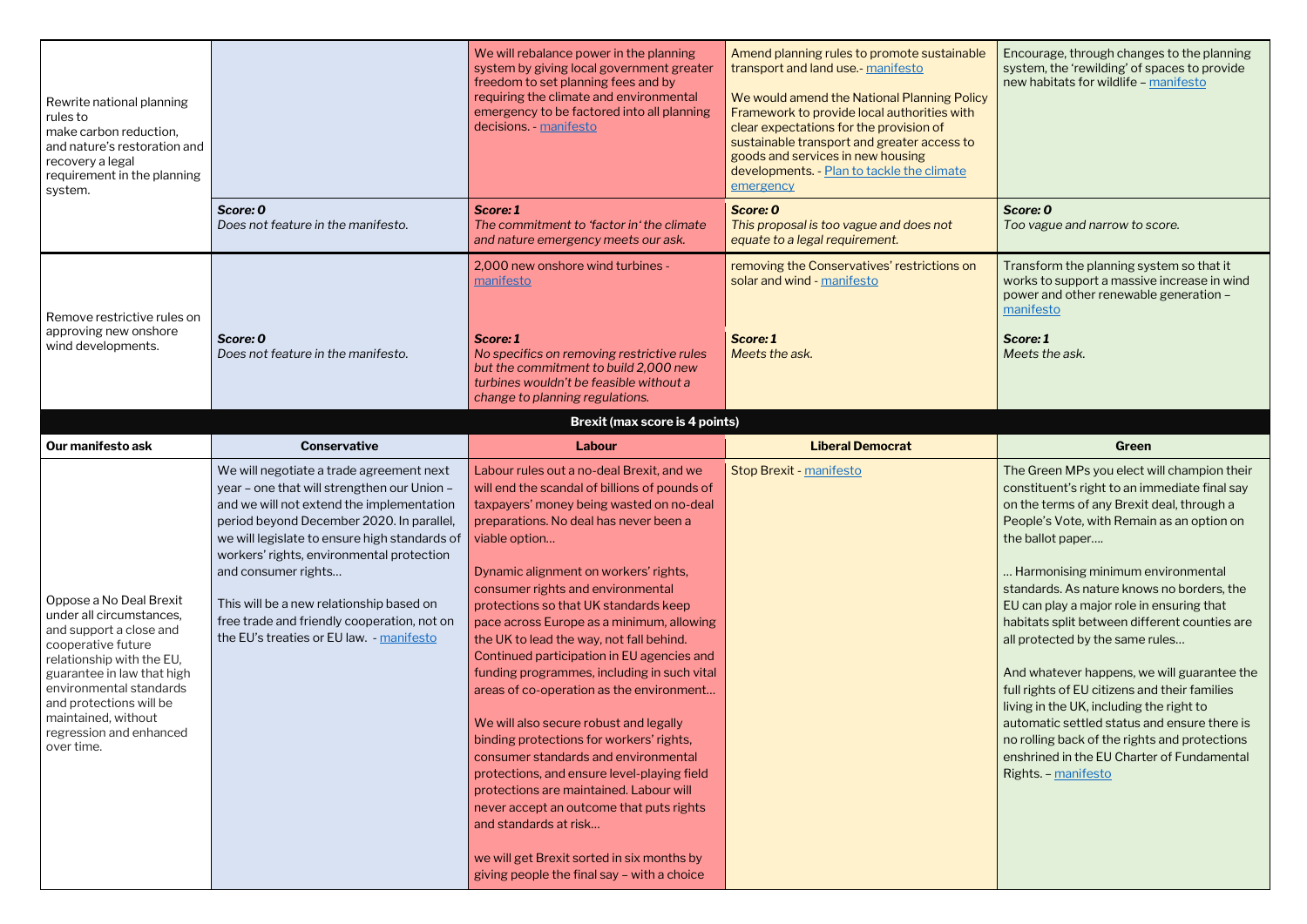| | | | | |
|---|---|---|---|---|
| Rewrite national planning rules to make carbon reduction, and nature's restoration and recovery a legal requirement in the planning system. | | We will rebalance power in the planning system by giving local government greater freedom to set planning fees and by requiring the climate and environmental emergency to be factored into all planning decisions. - manifesto | Amend planning rules to promote sustainable transport and land use.- manifesto<br><br>We would amend the National Planning Policy Framework to provide local authorities with clear expectations for the provision of sustainable transport and greater access to goods and services in new housing developments. - Plan to tackle the climate emergency | Encourage, through changes to the planning system, the 'rewilding' of spaces to provide new habitats for wildlife – manifesto |
| | ***Score: 0***<br>*Does not feature in the manifesto.* | ***Score: 1***<br>*The commitment to 'factor in' the climate and nature emergency meets our ask.* | ***Score: 0***<br>*This proposal is too vague and does not equate to a legal requirement.* | ***Score: 0***<br>*Too vague and narrow to score.* |
| Remove restrictive rules on approving new onshore wind developments. | ***Score: 0***<br>*Does not feature in the manifesto.* | 2,000 new onshore wind turbines - manifesto<br><br>***Score: 1***<br>*No specifics on removing restrictive rules but the commitment to build 2,000 new turbines wouldn't be feasible without a change to planning regulations.* | removing the Conservatives' restrictions on solar and wind - manifesto<br><br>***Score: 1***<br>*Meets the ask.* | Transform the planning system so that it works to support a massive increase in wind power and other renewable generation – manifesto<br><br>***Score: 1***<br>*Meets the ask.* |

**Brexit (max score is 4 points)**

| Our manifesto ask | Conservative | Labour | Liberal Democrat | Green |
|---|---|---|---|---|
| Oppose a No Deal Brexit under all circumstances, and support a close and cooperative future relationship with the EU, guarantee in law that high environmental standards and protections will be maintained, without regression and enhanced over time. | We will negotiate a trade agreement next year – one that will strengthen our Union – and we will not extend the implementation period beyond December 2020. In parallel, we will legislate to ensure high standards of workers' rights, environmental protection and consumer rights…<br><br>This will be a new relationship based on free trade and friendly cooperation, not on the EU's treaties or EU law. - manifesto | Labour rules out a no-deal Brexit, and we will end the scandal of billions of pounds of taxpayers' money being wasted on no-deal preparations. No deal has never been a viable option…<br><br>Dynamic alignment on workers' rights, consumer rights and environmental protections so that UK standards keep pace across Europe as a minimum, allowing the UK to lead the way, not fall behind. Continued participation in EU agencies and funding programmes, including in such vital areas of co-operation as the environment…<br><br>We will also secure robust and legally binding protections for workers' rights, consumer standards and environmental protections, and ensure level-playing field protections are maintained. Labour will never accept an outcome that puts rights and standards at risk…<br><br>we will get Brexit sorted in six months by giving people the final say – with a choice | Stop Brexit - manifesto | The Green MPs you elect will champion their constituent's right to an immediate final say on the terms of any Brexit deal, through a People's Vote, with Remain as an option on the ballot paper….<br><br>… Harmonising minimum environmental standards. As nature knows no borders, the EU can play a major role in ensuring that habitats split between different counties are all protected by the same rules…<br><br>And whatever happens, we will guarantee the full rights of EU citizens and their families living in the UK, including the right to automatic settled status and ensure there is no rolling back of the rights and protections enshrined in the EU Charter of Fundamental Rights. – manifesto |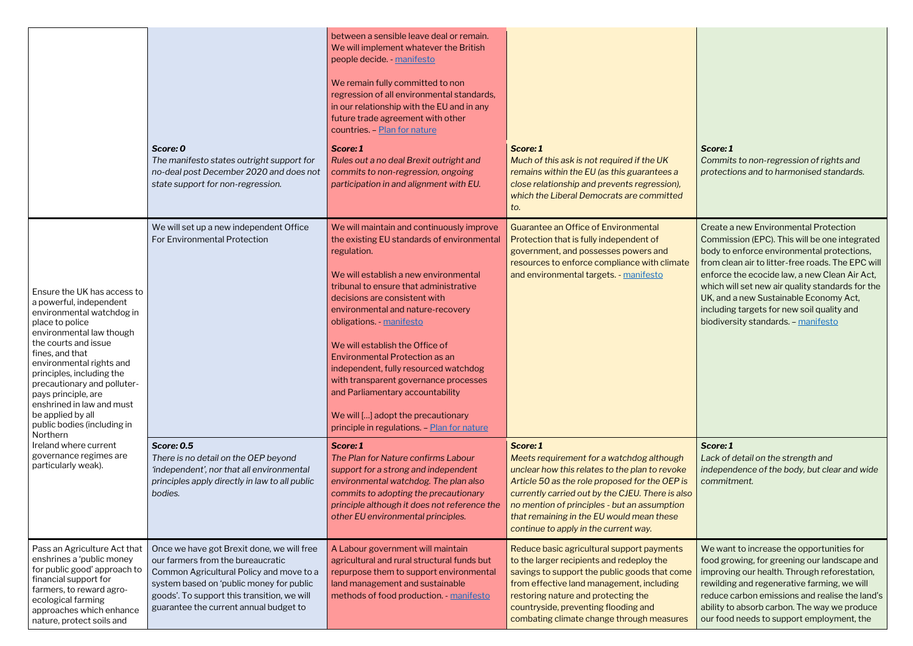| | | | | |
|---|---|---|---|---|
| | *Score: 0*<br>*The manifesto states outright support for no-deal post December 2020 and does not state support for non-regression.* | between a sensible leave deal or remain. We will implement whatever the British people decide. - manifesto<br><br>We remain fully committed to non regression of all environmental standards, in our relationship with the EU and in any future trade agreement with other countries. – Plan for nature<br><br>*Score: 1*<br>*Rules out a no deal Brexit outright and commits to non-regression, ongoing participation in and alignment with EU.* | *Score: 1*<br>*Much of this ask is not required if the UK remains within the EU (as this guarantees a close relationship and prevents regression), which the Liberal Democrats are committed to.* | *Score: 1*<br>*Commits to non-regression of rights and protections and to harmonised standards.* |
| Ensure the UK has access to a powerful, independent environmental watchdog in place to police environmental law though the courts and issue fines, and that environmental rights and principles, including the precautionary and polluter-pays principle, are enshrined in law and must be applied by all public bodies (including in Northern Ireland where current governance regimes are particularly weak). | We will set up a new independent Office For Environmental Protection<br><br>*Score: 0.5*<br>*There is no detail on the OEP beyond 'independent', nor that all environmental principles apply directly in law to all public bodies.* | We will maintain and continuously improve the existing EU standards of environmental regulation.<br><br>We will establish a new environmental tribunal to ensure that administrative decisions are consistent with environmental and nature-recovery obligations. - manifesto<br><br>We will establish the Office of Environmental Protection as an independent, fully resourced watchdog with transparent governance processes and Parliamentary accountability<br><br>We will [...] adopt the precautionary principle in regulations. – Plan for nature<br><br>*Score: 1*<br>*The Plan for Nature confirms Labour support for a strong and independent environmental watchdog. The plan also commits to adopting the precautionary principle although it does not reference the other EU environmental principles.* | Guarantee an Office of Environmental Protection that is fully independent of government, and possesses powers and resources to enforce compliance with climate and environmental targets. - manifesto<br><br>*Score: 1*<br>*Meets requirement for a watchdog although unclear how this relates to the plan to revoke Article 50 as the role proposed for the OEP is currently carried out by the CJEU. There is also no mention of principles - but an assumption that remaining in the EU would mean these continue to apply in the current way.* | Create a new Environmental Protection Commission (EPC). This will be one integrated body to enforce environmental protections, from clean air to litter-free roads. The EPC will enforce the ecocide law, a new Clean Air Act, which will set new air quality standards for the UK, and a new Sustainable Economy Act, including targets for new soil quality and biodiversity standards. – manifesto<br><br>*Score: 1*<br>*Lack of detail on the strength and independence of the body, but clear and wide commitment.* |
| Pass an Agriculture Act that enshrines a 'public money for public good' approach to financial support for farmers, to reward agro-ecological farming approaches which enhance nature, protect soils and | Once we have got Brexit done, we will free our farmers from the bureaucratic Common Agricultural Policy and move to a system based on 'public money for public goods'. To support this transition, we will guarantee the current annual budget to | A Labour government will maintain agricultural and rural structural funds but repurpose them to support environmental land management and sustainable methods of food production. - manifesto | Reduce basic agricultural support payments to the larger recipients and redeploy the savings to support the public goods that come from effective land management, including restoring nature and protecting the countryside, preventing flooding and combating climate change through measures | We want to increase the opportunities for food growing, for greening our landscape and improving our health. Through reforestation, rewilding and regenerative farming, we will reduce carbon emissions and realise the land's ability to absorb carbon. The way we produce our food needs to support employment, the |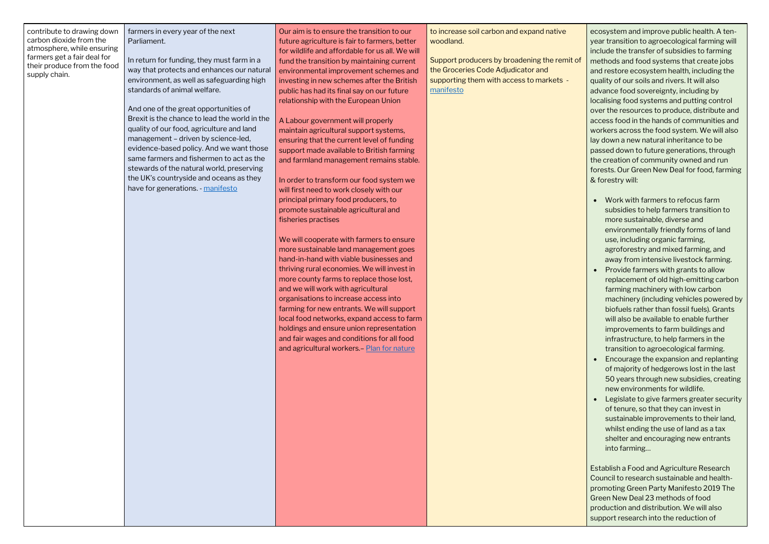| contribute to drawing down carbon dioxide from the atmosphere, while ensuring farmers get a fair deal for their produce from the food supply chain. | farmers in every year of the next Parliament.<br><br>In return for funding, they must farm in a way that protects and enhances our natural environment, as well as safeguarding high standards of animal welfare.<br><br>And one of the great opportunities of Brexit is the chance to lead the world in the quality of our food, agriculture and land management – driven by science-led, evidence-based policy. And we want those same farmers and fishermen to act as the stewards of the natural world, preserving the UK's countryside and oceans as they have for generations. - manifesto | Our aim is to ensure the transition to our future agriculture is fair to farmers, better for wildlife and affordable for us all. We will fund the transition by maintaining current environmental improvement schemes and investing in new schemes after the British public has had its final say on our future relationship with the European Union<br><br>A Labour government will properly maintain agricultural support systems, ensuring that the current level of funding support made available to British farming and farmland management remains stable.<br><br>In order to transform our food system we will first need to work closely with our principal primary food producers, to promote sustainable agricultural and fisheries practises<br><br>We will cooperate with farmers to ensure more sustainable land management goes hand-in-hand with viable businesses and thriving rural economies. We will invest in more county farms to replace those lost, and we will work with agricultural organisations to increase access into farming for new entrants. We will support local food networks, expand access to farm holdings and ensure union representation and fair wages and conditions for all food and agricultural workers.– Plan for nature | to increase soil carbon and expand native woodland.<br><br>Support producers by broadening the remit of the Groceries Code Adjudicator and supporting them with access to markets - manifesto | ecosystem and improve public health. A ten-year transition to agroecological farming will include the transfer of subsidies to farming methods and food systems that create jobs and restore ecosystem health, including the quality of our soils and rivers. It will also advance food sovereignty, including by localising food systems and putting control over the resources to produce, distribute and access food in the hands of communities and workers across the food system. We will also lay down a new natural inheritance to be passed down to future generations, through the creation of community owned and run forests. Our Green New Deal for food, farming & forestry will:<br><br>• Work with farmers to refocus farm subsidies to help farmers transition to more sustainable, diverse and environmentally friendly forms of land use, including organic farming, agroforestry and mixed farming, and away from intensive livestock farming.<br>• Provide farmers with grants to allow replacement of old high-emitting carbon farming machinery with low carbon machinery (including vehicles powered by biofuels rather than fossil fuels). Grants will also be available to enable further improvements to farm buildings and infrastructure, to help farmers in the transition to agroecological farming.<br>• Encourage the expansion and replanting of majority of hedgerows lost in the last 50 years through new subsidies, creating new environments for wildlife.<br>• Legislate to give farmers greater security of tenure, so that they can invest in sustainable improvements to their land, whilst ending the use of land as a tax shelter and encouraging new entrants into farming…<br><br>Establish a Food and Agriculture Research Council to research sustainable and health-promoting Green Party Manifesto 2019 The Green New Deal 23 methods of food production and distribution. We will also support research into the reduction of |
|---|---|---|---|---|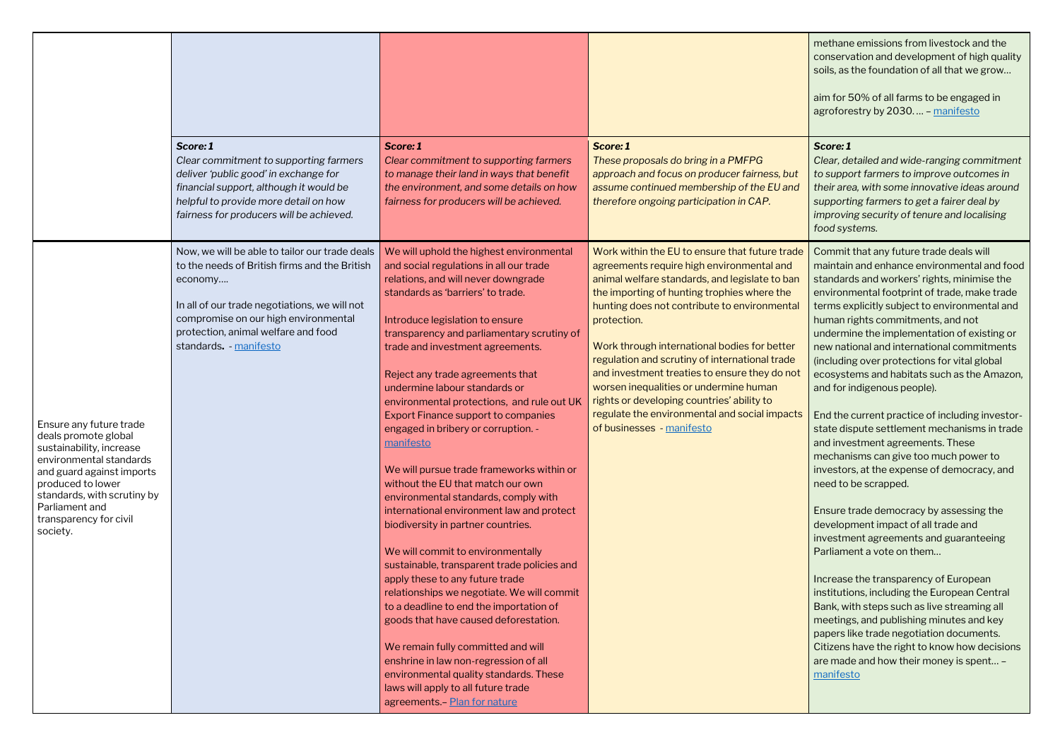| | | | | |
|---|---|---|---|---|
| | | | | methane emissions from livestock and the conservation and development of high quality soils, as the foundation of all that we grow…<br><br>aim for 50% of all farms to be engaged in agroforestry by 2030. … – manifesto |
| | ***Score: 1***<br>*Clear commitment to supporting farmers deliver 'public good' in exchange for financial support, although it would be helpful to provide more detail on how fairness for producers will be achieved.* | ***Score: 1***<br>*Clear commitment to supporting farmers to manage their land in ways that benefit the environment, and some details on how fairness for producers will be achieved.* | ***Score: 1***<br>*These proposals do bring in a PMFPG approach and focus on producer fairness, but assume continued membership of the EU and therefore ongoing participation in CAP.* | ***Score: 1***<br>*Clear, detailed and wide-ranging commitment to support farmers to improve outcomes in their area, with some innovative ideas around supporting farmers to get a fairer deal by improving security of tenure and localising food systems.* |
| Ensure any future trade deals promote global sustainability, increase environmental standards and guard against imports produced to lower standards, with scrutiny by Parliament and transparency for civil society. | Now, we will be able to tailor our trade deals to the needs of British firms and the British economy….<br><br>In all of our trade negotiations, we will not compromise on our high environmental protection, animal welfare and food standards. - manifesto | We will uphold the highest environmental and social regulations in all our trade relations, and will never downgrade standards as 'barriers' to trade.<br><br>Introduce legislation to ensure transparency and parliamentary scrutiny of trade and investment agreements.<br><br>Reject any trade agreements that undermine labour standards or environmental protections, and rule out UK Export Finance support to companies engaged in bribery or corruption. - manifesto<br><br>We will pursue trade frameworks within or without the EU that match our own environmental standards, comply with international environment law and protect biodiversity in partner countries.<br><br>We will commit to environmentally sustainable, transparent trade policies and apply these to any future trade relationships we negotiate. We will commit to a deadline to end the importation of goods that have caused deforestation.<br><br>We remain fully committed and will enshrine in law non-regression of all environmental quality standards. These laws will apply to all future trade agreements.– Plan for nature | Work within the EU to ensure that future trade agreements require high environmental and animal welfare standards, and legislate to ban the importing of hunting trophies where the hunting does not contribute to environmental protection.<br><br>Work through international bodies for better regulation and scrutiny of international trade and investment treaties to ensure they do not worsen inequalities or undermine human rights or developing countries' ability to regulate the environmental and social impacts of businesses - manifesto | Commit that any future trade deals will maintain and enhance environmental and food standards and workers' rights, minimise the environmental footprint of trade, make trade terms explicitly subject to environmental and human rights commitments, and not undermine the implementation of existing or new national and international commitments (including over protections for vital global ecosystems and habitats such as the Amazon, and for indigenous people).<br><br>End the current practice of including investor-state dispute settlement mechanisms in trade and investment agreements. These mechanisms can give too much power to investors, at the expense of democracy, and need to be scrapped.<br><br>Ensure trade democracy by assessing the development impact of all trade and investment agreements and guaranteeing Parliament a vote on them…<br><br>Increase the transparency of European institutions, including the European Central Bank, with steps such as live streaming all meetings, and publishing minutes and key papers like trade negotiation documents. Citizens have the right to know how decisions are made and how their money is spent… – manifesto |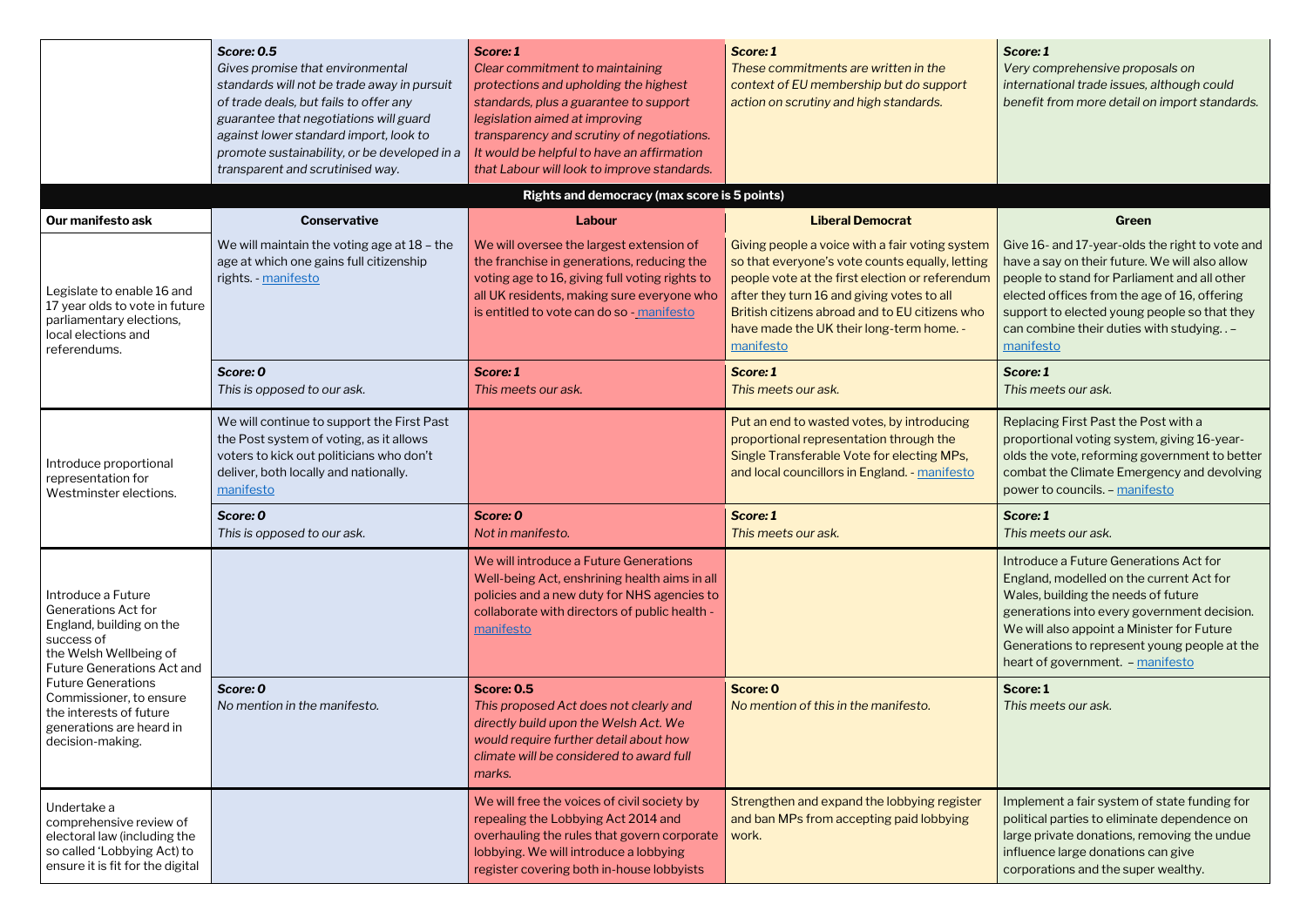| | Conservative | Labour | Liberal Democrat | Green |
|---|---|---|---|---|
| | ***Score: 0.5*** *Gives promise that environmental standards will not be trade away in pursuit of trade deals, but fails to offer any guarantee that negotiations will guard against lower standard import, look to promote sustainability, or be developed in a transparent and scrutinised way.* | ***Score: 1*** *Clear commitment to maintaining protections and upholding the highest standards, plus a guarantee to support legislation aimed at improving transparency and scrutiny of negotiations. It would be helpful to have an affirmation that Labour will look to improve standards.* | ***Score: 1*** *These commitments are written in the context of EU membership but do support action on scrutiny and high standards.* | ***Score: 1*** *Very comprehensive proposals on international trade issues, although could benefit from more detail on import standards.* |

**Rights and democracy (max score is 5 points)**

| Our manifesto ask | Conservative | Labour | Liberal Democrat | Green |
|---|---|---|---|---|
| Legislate to enable 16 and 17 year olds to vote in future parliamentary elections, local elections and referendums. | We will maintain the voting age at 18 – the age at which one gains full citizenship rights. - manifesto | We will oversee the largest extension of the franchise in generations, reducing the voting age to 16, giving full voting rights to all UK residents, making sure everyone who is entitled to vote can do so - manifesto | Giving people a voice with a fair voting system so that everyone's vote counts equally, letting people vote at the first election or referendum after they turn 16 and giving votes to all British citizens abroad and to EU citizens who have made the UK their long-term home. - manifesto | Give 16- and 17-year-olds the right to vote and have a say on their future. We will also allow people to stand for Parliament and all other elected offices from the age of 16, offering support to elected young people so that they can combine their duties with studying. . – manifesto |
| | ***Score: 0*** *This is opposed to our ask.* | ***Score: 1*** *This meets our ask.* | ***Score: 1*** *This meets our ask.* | ***Score: 1*** *This meets our ask.* |
| Introduce proportional representation for Westminster elections. | We will continue to support the First Past the Post system of voting, as it allows voters to kick out politicians who don't deliver, both locally and nationally. manifesto | | Put an end to wasted votes, by introducing proportional representation through the Single Transferable Vote for electing MPs, and local councillors in England. - manifesto | Replacing First Past the Post with a proportional voting system, giving 16-year-olds the vote, reforming government to better combat the Climate Emergency and devolving power to councils. – manifesto |
| | ***Score: 0*** *This is opposed to our ask.* | ***Score: 0*** *Not in manifesto.* | ***Score: 1*** *This meets our ask.* | ***Score: 1*** *This meets our ask.* |
| Introduce a Future Generations Act for England, building on the success of the Welsh Wellbeing of Future Generations Act and Future Generations Commissioner, to ensure the interests of future generations are heard in decision-making. | | We will introduce a Future Generations Well-being Act, enshrining health aims in all policies and a new duty for NHS agencies to collaborate with directors of public health - manifesto | | Introduce a Future Generations Act for England, modelled on the current Act for Wales, building the needs of future generations into every government decision. We will also appoint a Minister for Future Generations to represent young people at the heart of government. – manifesto |
| | ***Score: 0*** *No mention in the manifesto.* | **Score: 0.5** *This proposed Act does not clearly and directly build upon the Welsh Act. We would require further detail about how climate will be considered to award full marks.* | **Score: 0** *No mention of this in the manifesto.* | **Score: 1** *This meets our ask.* |
| Undertake a comprehensive review of electoral law (including the so called 'Lobbying Act) to ensure it is fit for the digital | | We will free the voices of civil society by repealing the Lobbying Act 2014 and overhauling the rules that govern corporate lobbying. We will introduce a lobbying register covering both in-house lobbyists | Strengthen and expand the lobbying register and ban MPs from accepting paid lobbying work. | Implement a fair system of state funding for political parties to eliminate dependence on large private donations, removing the undue influence large donations can give corporations and the super wealthy. |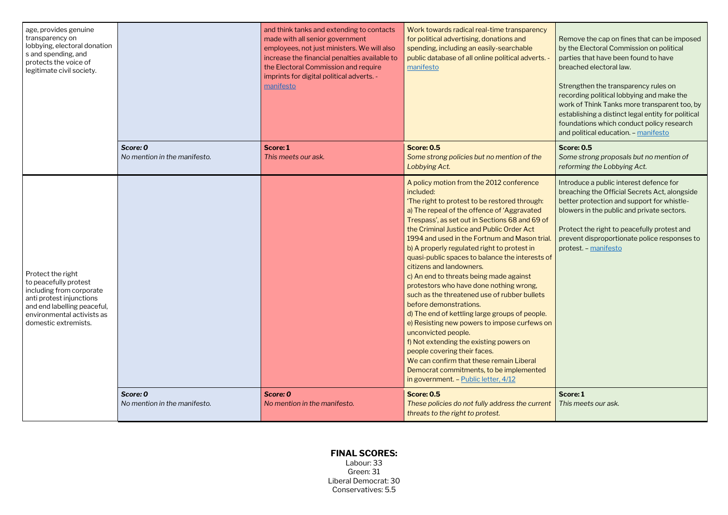| | | | | |
|---|---|---|---|---|
| age, provides genuine transparency on lobbying, electoral donation s and spending, and protects the voice of legitimate civil society. | | and think tanks and extending to contacts made with all senior government employees, not just ministers. We will also increase the financial penalties available to the Electoral Commission and require imprints for digital political adverts. - manifesto | Work towards radical real-time transparency for political advertising, donations and spending, including an easily-searchable public database of all online political adverts. - manifesto | Remove the cap on fines that can be imposed by the Electoral Commission on political parties that have been found to have breached electoral law.<br><br>Strengthen the transparency rules on recording political lobbying and make the work of Think Tanks more transparent too, by establishing a distinct legal entity for political foundations which conduct policy research and political education. – manifesto |
| | ***Score: 0***<br>*No mention in the manifesto.* | **Score: 1**<br>*This meets our ask.* | **Score: 0.5**<br>*Some strong policies but no mention of the Lobbying Act.* | **Score: 0.5**<br>*Some strong proposals but no mention of reforming the Lobbying Act.* |
| Protect the right to peacefully protest including from corporate anti protest injunctions and end labelling peaceful, environmental activists as domestic extremists. | | | A policy motion from the 2012 conference included:<br>'The right to protest to be restored through:<br>a) The repeal of the offence of 'Aggravated Trespass', as set out in Sections 68 and 69 of the Criminal Justice and Public Order Act 1994 and used in the Fortnum and Mason trial.<br>b) A properly regulated right to protest in quasi-public spaces to balance the interests of citizens and landowners.<br>c) An end to threats being made against protestors who have done nothing wrong, such as the threatened use of rubber bullets before demonstrations.<br>d) The end of kettling large groups of people.<br>e) Resisting new powers to impose curfews on unconvicted people.<br>f) Not extending the existing powers on people covering their faces.<br>We can confirm that these remain Liberal Democrat commitments, to be implemented in government. – Public letter, 4/12 | Introduce a public interest defence for breaching the Official Secrets Act, alongside better protection and support for whistle-blowers in the public and private sectors.<br><br>Protect the right to peacefully protest and prevent disproportionate police responses to protest. – manifesto |
| | ***Score: 0***<br>*No mention in the manifesto.* | ***Score: 0***<br>*No mention in the manifesto.* | **Score: 0.5**<br>*These policies do not fully address the current threats to the right to protest.* | **Score: 1**<br>*This meets our ask.* |

**FINAL SCORES:**

Labour: 33
Green: 31
Liberal Democrat: 30
Conservatives: 5.5